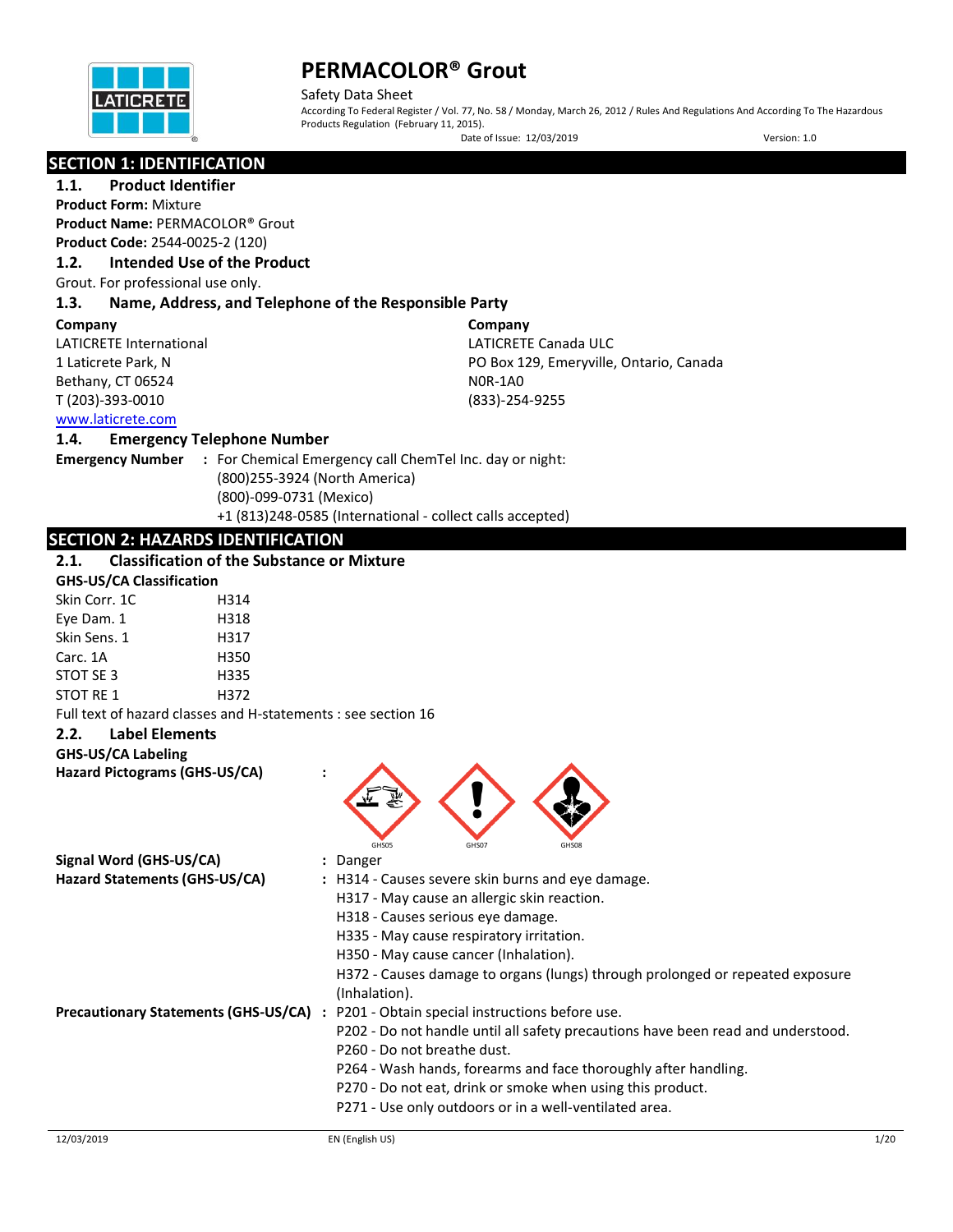# PERMACOLOR® Grout

Safety Data Sheet

According To Federal Register / Vol. 77, No. 58 / Monday, March 26, 2012 / Rules And Regulations And According To The Hazardous Products Regulation (February 11, 2015).

Date of Issue: 12/03/2019 Version: 1.0

## SECTION 1: IDENTIFICATION

### 1.1. Product Identifier

**Product Form:** Mixture

**Product Name:** PERMACOLOR® Grout

**Product Code:** 2544-0025-2 (120)

### 1.2. Intended Use of the Product

Grout. For professional use only.

### 1.3. Name, Address, and Telephone of the Responsible Party

**Company**
LATICRETE International
1 Laticrete Park, N
Bethany, CT 06524
T (203)-393-0010
www.laticrete.com

**Company**
LATICRETE Canada ULC
PO Box 129, Emeryville, Ontario, Canada
N0R-1A0
(833)-254-9255

### 1.4. Emergency Telephone Number

**Emergency Number** : For Chemical Emergency call ChemTel Inc. day or night:
(800)255-3924 (North America)
(800)-099-0731 (Mexico)
+1 (813)248-0585 (International - collect calls accepted)

## SECTION 2: HAZARDS IDENTIFICATION

### 2.1. Classification of the Substance or Mixture

**GHS-US/CA Classification**

| | |
|---|---|
| Skin Corr. 1C | H314 |
| Eye Dam. 1 | H318 |
| Skin Sens. 1 | H317 |
| Carc. 1A | H350 |
| STOT SE 3 | H335 |
| STOT RE 1 | H372 |

Full text of hazard classes and H-statements : see section 16

### 2.2. Label Elements

**GHS-US/CA Labeling**

**Hazard Pictograms (GHS-US/CA)** : GHS05 GHS07 GHS08

**Signal Word (GHS-US/CA)** : Danger

**Hazard Statements (GHS-US/CA)** :
H314 - Causes severe skin burns and eye damage.
H317 - May cause an allergic skin reaction.
H318 - Causes serious eye damage.
H335 - May cause respiratory irritation.
H350 - May cause cancer (Inhalation).
H372 - Causes damage to organs (lungs) through prolonged or repeated exposure (Inhalation).

**Precautionary Statements (GHS-US/CA)** :
P201 - Obtain special instructions before use.
P202 - Do not handle until all safety precautions have been read and understood.
P260 - Do not breathe dust.
P264 - Wash hands, forearms and face thoroughly after handling.
P270 - Do not eat, drink or smoke when using this product.
P271 - Use only outdoors or in a well-ventilated area.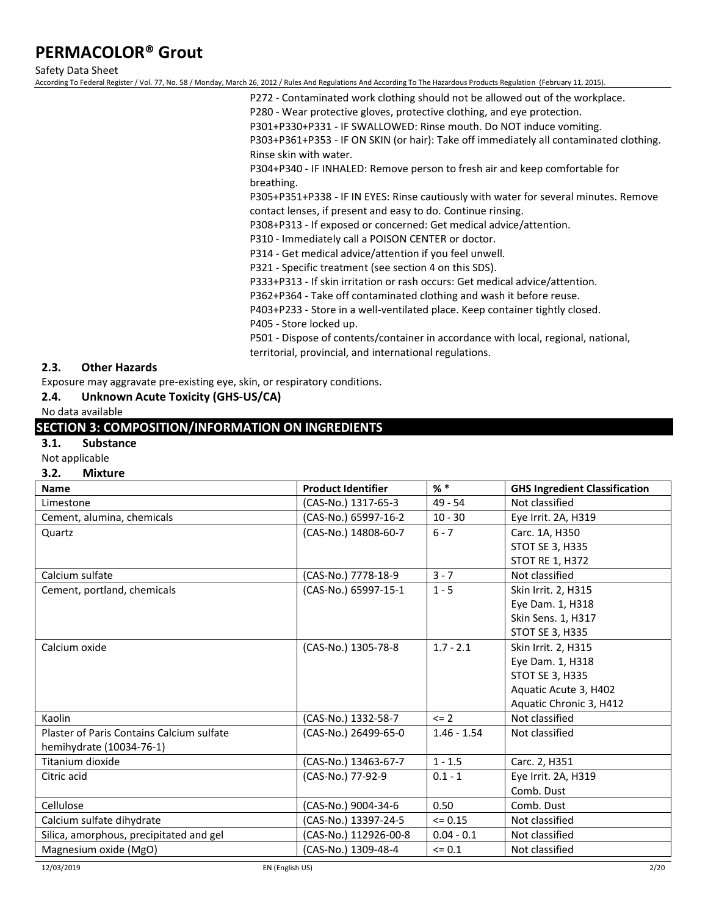P272 - Contaminated work clothing should not be allowed out of the workplace.
P280 - Wear protective gloves, protective clothing, and eye protection.
P301+P330+P331 - IF SWALLOWED: Rinse mouth. Do NOT induce vomiting.
P303+P361+P353 - IF ON SKIN (or hair): Take off immediately all contaminated clothing. Rinse skin with water.
P304+P340 - IF INHALED: Remove person to fresh air and keep comfortable for breathing.
P305+P351+P338 - IF IN EYES: Rinse cautiously with water for several minutes. Remove contact lenses, if present and easy to do. Continue rinsing.
P308+P313 - If exposed or concerned: Get medical advice/attention.
P310 - Immediately call a POISON CENTER or doctor.
P314 - Get medical advice/attention if you feel unwell.
P321 - Specific treatment (see section 4 on this SDS).
P333+P313 - If skin irritation or rash occurs: Get medical advice/attention.
P362+P364 - Take off contaminated clothing and wash it before reuse.
P403+P233 - Store in a well-ventilated place. Keep container tightly closed.
P405 - Store locked up.
P501 - Dispose of contents/container in accordance with local, regional, national, territorial, provincial, and international regulations.

### 2.3. Other Hazards

Exposure may aggravate pre-existing eye, skin, or respiratory conditions.

### 2.4. Unknown Acute Toxicity (GHS-US/CA)

No data available

## SECTION 3: COMPOSITION/INFORMATION ON INGREDIENTS

### 3.1. Substance

Not applicable

### 3.2. Mixture

| Name | Product Identifier | % * | GHS Ingredient Classification |
|---|---|---|---|
| Limestone | (CAS-No.) 1317-65-3 | 49 - 54 | Not classified |
| Cement, alumina, chemicals | (CAS-No.) 65997-16-2 | 10 - 30 | Eye Irrit. 2A, H319 |
| Quartz | (CAS-No.) 14808-60-7 | 6 - 7 | Carc. 1A, H350<br>STOT SE 3, H335<br>STOT RE 1, H372 |
| Calcium sulfate | (CAS-No.) 7778-18-9 | 3 - 7 | Not classified |
| Cement, portland, chemicals | (CAS-No.) 65997-15-1 | 1 - 5 | Skin Irrit. 2, H315<br>Eye Dam. 1, H318<br>Skin Sens. 1, H317<br>STOT SE 3, H335 |
| Calcium oxide | (CAS-No.) 1305-78-8 | 1.7 - 2.1 | Skin Irrit. 2, H315<br>Eye Dam. 1, H318<br>STOT SE 3, H335<br>Aquatic Acute 3, H402<br>Aquatic Chronic 3, H412 |
| Kaolin | (CAS-No.) 1332-58-7 | <= 2 | Not classified |
| Plaster of Paris Contains Calcium sulfate hemihydrate (10034-76-1) | (CAS-No.) 26499-65-0 | 1.46 - 1.54 | Not classified |
| Titanium dioxide | (CAS-No.) 13463-67-7 | 1 - 1.5 | Carc. 2, H351 |
| Citric acid | (CAS-No.) 77-92-9 | 0.1 - 1 | Eye Irrit. 2A, H319<br>Comb. Dust |
| Cellulose | (CAS-No.) 9004-34-6 | 0.50 | Comb. Dust |
| Calcium sulfate dihydrate | (CAS-No.) 13397-24-5 | <= 0.15 | Not classified |
| Silica, amorphous, precipitated and gel | (CAS-No.) 112926-00-8 | 0.04 - 0.1 | Not classified |
| Magnesium oxide (MgO) | (CAS-No.) 1309-48-4 | <= 0.1 | Not classified |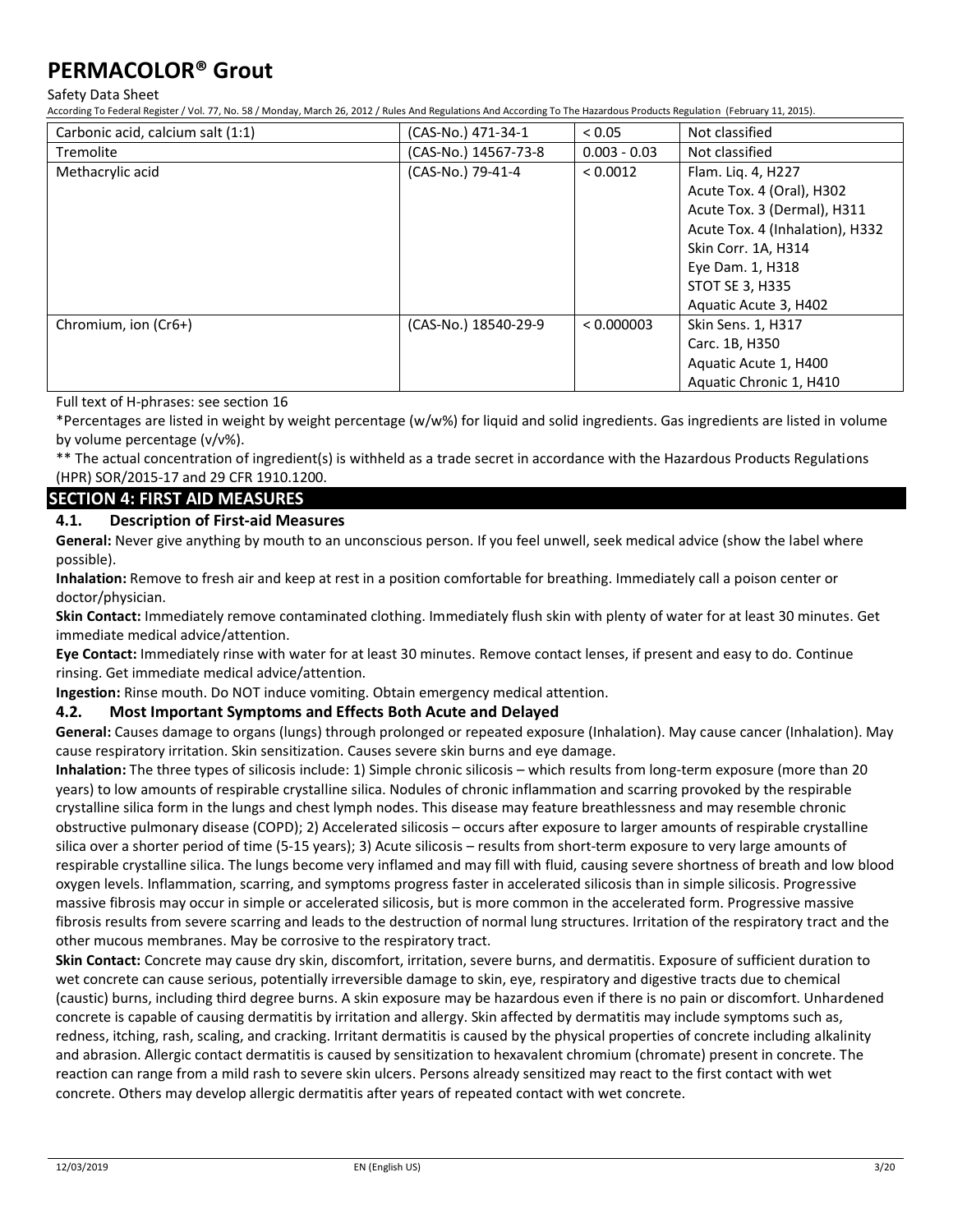| Carbonic acid, calcium salt (1:1) | (CAS-No.) 471-34-1 | < 0.05 | Not classified |
|---|---|---|---|
| Tremolite | (CAS-No.) 14567-73-8 | 0.003 - 0.03 | Not classified |
| Methacrylic acid | (CAS-No.) 79-41-4 | < 0.0012 | Flam. Liq. 4, H227<br>Acute Tox. 4 (Oral), H302<br>Acute Tox. 3 (Dermal), H311<br>Acute Tox. 4 (Inhalation), H332<br>Skin Corr. 1A, H314<br>Eye Dam. 1, H318<br>STOT SE 3, H335<br>Aquatic Acute 3, H402 |
| Chromium, ion (Cr6+) | (CAS-No.) 18540-29-9 | < 0.000003 | Skin Sens. 1, H317<br>Carc. 1B, H350<br>Aquatic Acute 1, H400<br>Aquatic Chronic 1, H410 |

Full text of H-phrases: see section 16

*Percentages are listed in weight by weight percentage (w/w%) for liquid and solid ingredients. Gas ingredients are listed in volume by volume percentage (v/v%).

** The actual concentration of ingredient(s) is withheld as a trade secret in accordance with the Hazardous Products Regulations (HPR) SOR/2015-17 and 29 CFR 1910.1200.

## SECTION 4: FIRST AID MEASURES

### 4.1. Description of First-aid Measures

**General:** Never give anything by mouth to an unconscious person. If you feel unwell, seek medical advice (show the label where possible).

**Inhalation:** Remove to fresh air and keep at rest in a position comfortable for breathing. Immediately call a poison center or doctor/physician.

**Skin Contact:** Immediately remove contaminated clothing. Immediately flush skin with plenty of water for at least 30 minutes. Get immediate medical advice/attention.

**Eye Contact:** Immediately rinse with water for at least 30 minutes. Remove contact lenses, if present and easy to do. Continue rinsing. Get immediate medical advice/attention.

**Ingestion:** Rinse mouth. Do NOT induce vomiting. Obtain emergency medical attention.

### 4.2. Most Important Symptoms and Effects Both Acute and Delayed

**General:** Causes damage to organs (lungs) through prolonged or repeated exposure (Inhalation). May cause cancer (Inhalation). May cause respiratory irritation. Skin sensitization. Causes severe skin burns and eye damage.

**Inhalation:** The three types of silicosis include: 1) Simple chronic silicosis – which results from long-term exposure (more than 20 years) to low amounts of respirable crystalline silica. Nodules of chronic inflammation and scarring provoked by the respirable crystalline silica form in the lungs and chest lymph nodes. This disease may feature breathlessness and may resemble chronic obstructive pulmonary disease (COPD); 2) Accelerated silicosis – occurs after exposure to larger amounts of respirable crystalline silica over a shorter period of time (5-15 years); 3) Acute silicosis – results from short-term exposure to very large amounts of respirable crystalline silica. The lungs become very inflamed and may fill with fluid, causing severe shortness of breath and low blood oxygen levels. Inflammation, scarring, and symptoms progress faster in accelerated silicosis than in simple silicosis. Progressive massive fibrosis may occur in simple or accelerated silicosis, but is more common in the accelerated form. Progressive massive fibrosis results from severe scarring and leads to the destruction of normal lung structures. Irritation of the respiratory tract and the other mucous membranes. May be corrosive to the respiratory tract.

**Skin Contact:** Concrete may cause dry skin, discomfort, irritation, severe burns, and dermatitis. Exposure of sufficient duration to wet concrete can cause serious, potentially irreversible damage to skin, eye, respiratory and digestive tracts due to chemical (caustic) burns, including third degree burns. A skin exposure may be hazardous even if there is no pain or discomfort. Unhardened concrete is capable of causing dermatitis by irritation and allergy. Skin affected by dermatitis may include symptoms such as, redness, itching, rash, scaling, and cracking. Irritant dermatitis is caused by the physical properties of concrete including alkalinity and abrasion. Allergic contact dermatitis is caused by sensitization to hexavalent chromium (chromate) present in concrete. The reaction can range from a mild rash to severe skin ulcers. Persons already sensitized may react to the first contact with wet concrete. Others may develop allergic dermatitis after years of repeated contact with wet concrete.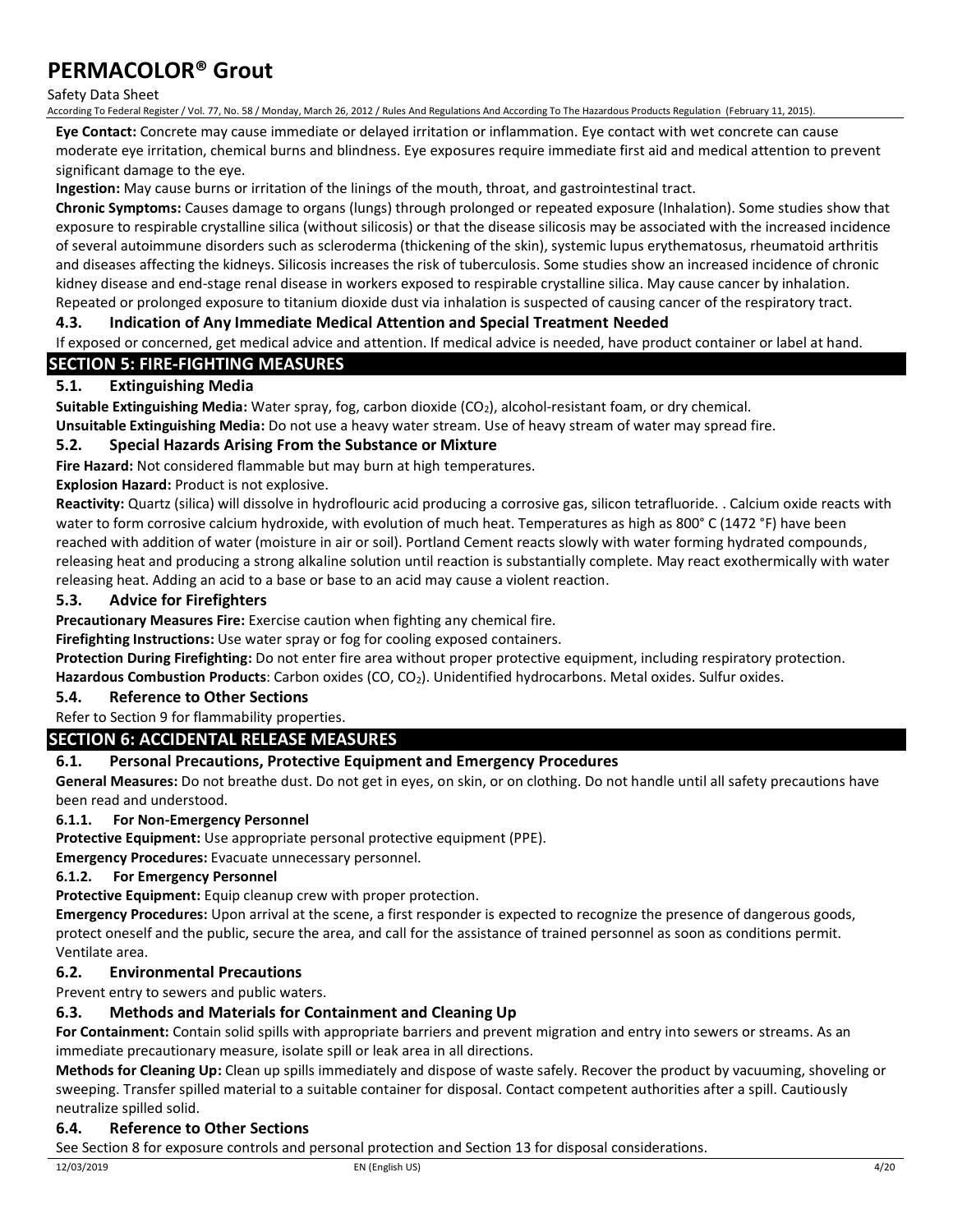**Eye Contact:** Concrete may cause immediate or delayed irritation or inflammation. Eye contact with wet concrete can cause moderate eye irritation, chemical burns and blindness. Eye exposures require immediate first aid and medical attention to prevent significant damage to the eye.

**Ingestion:** May cause burns or irritation of the linings of the mouth, throat, and gastrointestinal tract.

**Chronic Symptoms:** Causes damage to organs (lungs) through prolonged or repeated exposure (Inhalation). Some studies show that exposure to respirable crystalline silica (without silicosis) or that the disease silicosis may be associated with the increased incidence of several autoimmune disorders such as scleroderma (thickening of the skin), systemic lupus erythematosus, rheumatoid arthritis and diseases affecting the kidneys. Silicosis increases the risk of tuberculosis. Some studies show an increased incidence of chronic kidney disease and end-stage renal disease in workers exposed to respirable crystalline silica. May cause cancer by inhalation. Repeated or prolonged exposure to titanium dioxide dust via inhalation is suspected of causing cancer of the respiratory tract.

### 4.3. Indication of Any Immediate Medical Attention and Special Treatment Needed

If exposed or concerned, get medical advice and attention. If medical advice is needed, have product container or label at hand.

## SECTION 5: FIRE-FIGHTING MEASURES

### 5.1. Extinguishing Media

**Suitable Extinguishing Media:** Water spray, fog, carbon dioxide ($CO_2$), alcohol-resistant foam, or dry chemical.

**Unsuitable Extinguishing Media:** Do not use a heavy water stream. Use of heavy stream of water may spread fire.

### 5.2. Special Hazards Arising From the Substance or Mixture

**Fire Hazard:** Not considered flammable but may burn at high temperatures.

**Explosion Hazard:** Product is not explosive.

**Reactivity:** Quartz (silica) will dissolve in hydroflouric acid producing a corrosive gas, silicon tetrafluoride. . Calcium oxide reacts with water to form corrosive calcium hydroxide, with evolution of much heat. Temperatures as high as 800° C (1472 °F) have been reached with addition of water (moisture in air or soil). Portland Cement reacts slowly with water forming hydrated compounds, releasing heat and producing a strong alkaline solution until reaction is substantially complete. May react exothermically with water releasing heat. Adding an acid to a base or base to an acid may cause a violent reaction.

### 5.3. Advice for Firefighters

**Precautionary Measures Fire:** Exercise caution when fighting any chemical fire.

**Firefighting Instructions:** Use water spray or fog for cooling exposed containers.

**Protection During Firefighting:** Do not enter fire area without proper protective equipment, including respiratory protection.

**Hazardous Combustion Products**: Carbon oxides (CO, $CO_2$). Unidentified hydrocarbons. Metal oxides. Sulfur oxides.

### 5.4. Reference to Other Sections

Refer to Section 9 for flammability properties.

## SECTION 6: ACCIDENTAL RELEASE MEASURES

### 6.1. Personal Precautions, Protective Equipment and Emergency Procedures

**General Measures:** Do not breathe dust. Do not get in eyes, on skin, or on clothing. Do not handle until all safety precautions have been read and understood.

#### 6.1.1. For Non-Emergency Personnel

**Protective Equipment:** Use appropriate personal protective equipment (PPE).

**Emergency Procedures:** Evacuate unnecessary personnel.

#### 6.1.2. For Emergency Personnel

**Protective Equipment:** Equip cleanup crew with proper protection.

**Emergency Procedures:** Upon arrival at the scene, a first responder is expected to recognize the presence of dangerous goods, protect oneself and the public, secure the area, and call for the assistance of trained personnel as soon as conditions permit. Ventilate area.

### 6.2. Environmental Precautions

Prevent entry to sewers and public waters.

### 6.3. Methods and Materials for Containment and Cleaning Up

**For Containment:** Contain solid spills with appropriate barriers and prevent migration and entry into sewers or streams. As an immediate precautionary measure, isolate spill or leak area in all directions.

**Methods for Cleaning Up:** Clean up spills immediately and dispose of waste safely. Recover the product by vacuuming, shoveling or sweeping. Transfer spilled material to a suitable container for disposal. Contact competent authorities after a spill. Cautiously neutralize spilled solid.

### 6.4. Reference to Other Sections

See Section 8 for exposure controls and personal protection and Section 13 for disposal considerations.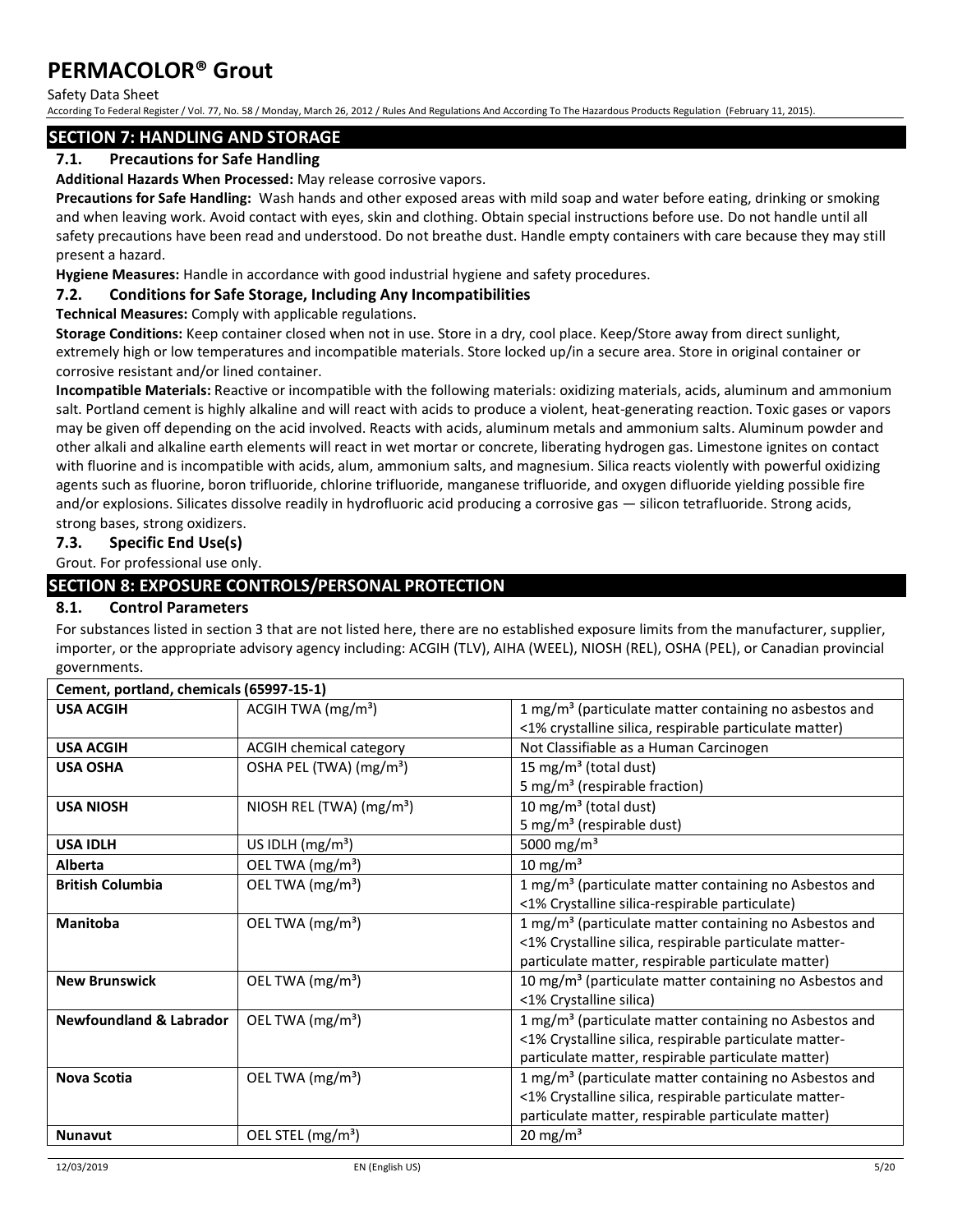## SECTION 7: HANDLING AND STORAGE

### 7.1. Precautions for Safe Handling

**Additional Hazards When Processed:** May release corrosive vapors.

**Precautions for Safe Handling:** Wash hands and other exposed areas with mild soap and water before eating, drinking or smoking and when leaving work. Avoid contact with eyes, skin and clothing. Obtain special instructions before use. Do not handle until all safety precautions have been read and understood. Do not breathe dust. Handle empty containers with care because they may still present a hazard.

**Hygiene Measures:** Handle in accordance with good industrial hygiene and safety procedures.

### 7.2. Conditions for Safe Storage, Including Any Incompatibilities

**Technical Measures:** Comply with applicable regulations.

**Storage Conditions:** Keep container closed when not in use. Store in a dry, cool place. Keep/Store away from direct sunlight, extremely high or low temperatures and incompatible materials. Store locked up/in a secure area. Store in original container or corrosive resistant and/or lined container.

**Incompatible Materials:** Reactive or incompatible with the following materials: oxidizing materials, acids, aluminum and ammonium salt. Portland cement is highly alkaline and will react with acids to produce a violent, heat-generating reaction. Toxic gases or vapors may be given off depending on the acid involved. Reacts with acids, aluminum metals and ammonium salts. Aluminum powder and other alkali and alkaline earth elements will react in wet mortar or concrete, liberating hydrogen gas. Limestone ignites on contact with fluorine and is incompatible with acids, alum, ammonium salts, and magnesium. Silica reacts violently with powerful oxidizing agents such as fluorine, boron trifluoride, chlorine trifluoride, manganese trifluoride, and oxygen difluoride yielding possible fire and/or explosions. Silicates dissolve readily in hydrofluoric acid producing a corrosive gas — silicon tetrafluoride. Strong acids, strong bases, strong oxidizers.

### 7.3. Specific End Use(s)

Grout. For professional use only.

## SECTION 8: EXPOSURE CONTROLS/PERSONAL PROTECTION

### 8.1. Control Parameters

For substances listed in section 3 that are not listed here, there are no established exposure limits from the manufacturer, supplier, importer, or the appropriate advisory agency including: ACGIH (TLV), AIHA (WEEL), NIOSH (REL), OSHA (PEL), or Canadian provincial governments.

| Cement, portland, chemicals (65997-15-1) | | |
|---|---|---|
| **USA ACGIH** | ACGIH TWA (mg/m³) | 1 mg/m³ (particulate matter containing no asbestos and <1% crystalline silica, respirable particulate matter) |
| **USA ACGIH** | ACGIH chemical category | Not Classifiable as a Human Carcinogen |
| **USA OSHA** | OSHA PEL (TWA) (mg/m³) | 15 mg/m³ (total dust)<br>5 mg/m³ (respirable fraction) |
| **USA NIOSH** | NIOSH REL (TWA) (mg/m³) | 10 mg/m³ (total dust)<br>5 mg/m³ (respirable dust) |
| **USA IDLH** | US IDLH (mg/m³) | 5000 mg/m³ |
| **Alberta** | OEL TWA (mg/m³) | 10 mg/m³ |
| **British Columbia** | OEL TWA (mg/m³) | 1 mg/m³ (particulate matter containing no Asbestos and <1% Crystalline silica-respirable particulate) |
| **Manitoba** | OEL TWA (mg/m³) | 1 mg/m³ (particulate matter containing no Asbestos and <1% Crystalline silica, respirable particulate matter-particulate matter, respirable particulate matter) |
| **New Brunswick** | OEL TWA (mg/m³) | 10 mg/m³ (particulate matter containing no Asbestos and <1% Crystalline silica) |
| **Newfoundland & Labrador** | OEL TWA (mg/m³) | 1 mg/m³ (particulate matter containing no Asbestos and <1% Crystalline silica, respirable particulate matter-particulate matter, respirable particulate matter) |
| **Nova Scotia** | OEL TWA (mg/m³) | 1 mg/m³ (particulate matter containing no Asbestos and <1% Crystalline silica, respirable particulate matter-particulate matter, respirable particulate matter) |
| **Nunavut** | OEL STEL (mg/m³) | 20 mg/m³ |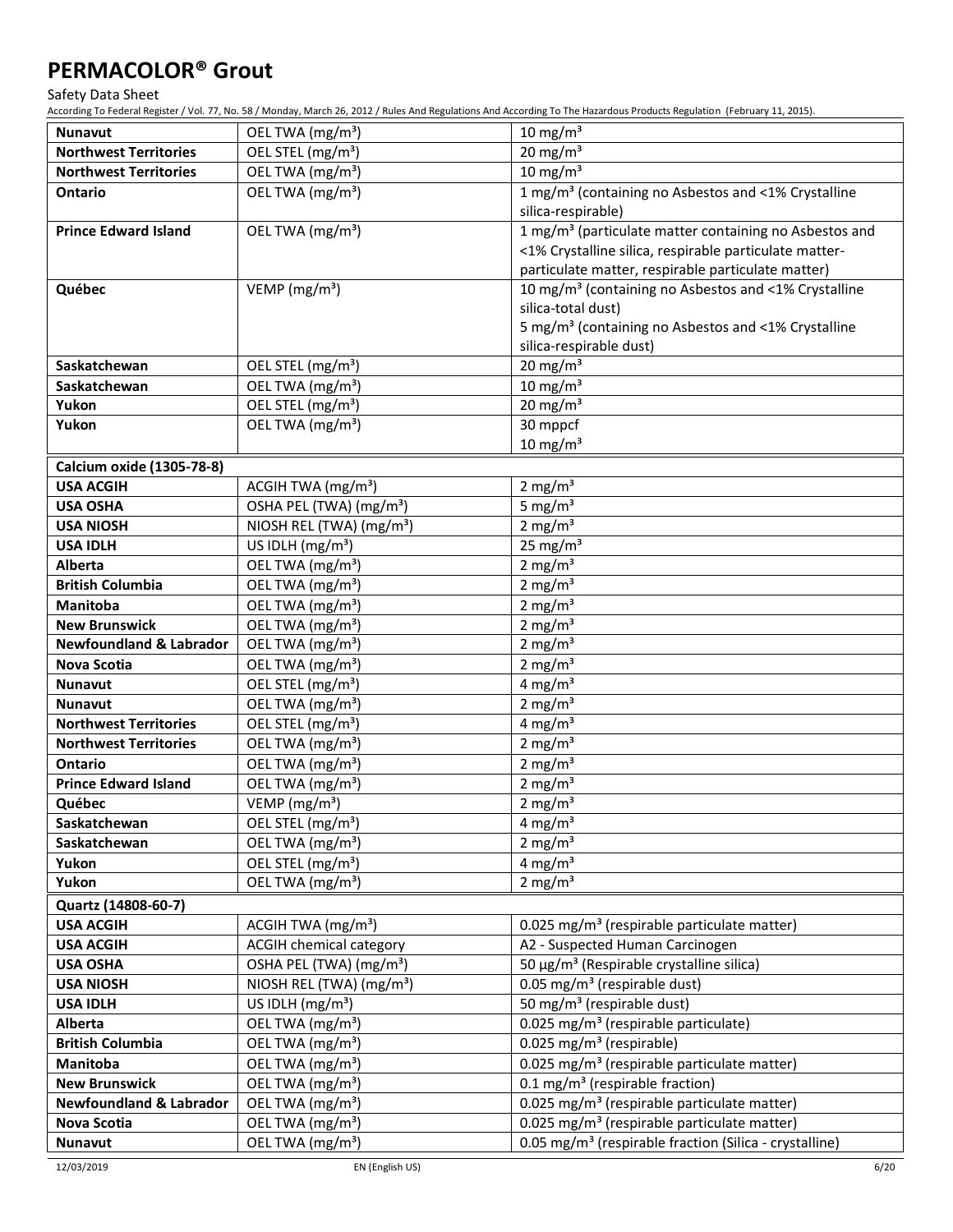| | | |
|---|---|---|
| **Nunavut** | OEL TWA (mg/m³) | 10 mg/m³ |
| **Northwest Territories** | OEL STEL (mg/m³) | 20 mg/m³ |
| **Northwest Territories** | OEL TWA (mg/m³) | 10 mg/m³ |
| **Ontario** | OEL TWA (mg/m³) | 1 mg/m³ (containing no Asbestos and <1% Crystalline silica-respirable) |
| **Prince Edward Island** | OEL TWA (mg/m³) | 1 mg/m³ (particulate matter containing no Asbestos and <1% Crystalline silica, respirable particulate matter-particulate matter, respirable particulate matter) |
| **Québec** | VEMP (mg/m³) | 10 mg/m³ (containing no Asbestos and <1% Crystalline silica-total dust)<br>5 mg/m³ (containing no Asbestos and <1% Crystalline silica-respirable dust) |
| **Saskatchewan** | OEL STEL (mg/m³) | 20 mg/m³ |
| **Saskatchewan** | OEL TWA (mg/m³) | 10 mg/m³ |
| **Yukon** | OEL STEL (mg/m³) | 20 mg/m³ |
| **Yukon** | OEL TWA (mg/m³) | 30 mppcf<br>10 mg/m³ |
| **Calcium oxide (1305-78-8)** | | |
| **USA ACGIH** | ACGIH TWA (mg/m³) | 2 mg/m³ |
| **USA OSHA** | OSHA PEL (TWA) (mg/m³) | 5 mg/m³ |
| **USA NIOSH** | NIOSH REL (TWA) (mg/m³) | 2 mg/m³ |
| **USA IDLH** | US IDLH (mg/m³) | 25 mg/m³ |
| **Alberta** | OEL TWA (mg/m³) | 2 mg/m³ |
| **British Columbia** | OEL TWA (mg/m³) | 2 mg/m³ |
| **Manitoba** | OEL TWA (mg/m³) | 2 mg/m³ |
| **New Brunswick** | OEL TWA (mg/m³) | 2 mg/m³ |
| **Newfoundland & Labrador** | OEL TWA (mg/m³) | 2 mg/m³ |
| **Nova Scotia** | OEL TWA (mg/m³) | 2 mg/m³ |
| **Nunavut** | OEL STEL (mg/m³) | 4 mg/m³ |
| **Nunavut** | OEL TWA (mg/m³) | 2 mg/m³ |
| **Northwest Territories** | OEL STEL (mg/m³) | 4 mg/m³ |
| **Northwest Territories** | OEL TWA (mg/m³) | 2 mg/m³ |
| **Ontario** | OEL TWA (mg/m³) | 2 mg/m³ |
| **Prince Edward Island** | OEL TWA (mg/m³) | 2 mg/m³ |
| **Québec** | VEMP (mg/m³) | 2 mg/m³ |
| **Saskatchewan** | OEL STEL (mg/m³) | 4 mg/m³ |
| **Saskatchewan** | OEL TWA (mg/m³) | 2 mg/m³ |
| **Yukon** | OEL STEL (mg/m³) | 4 mg/m³ |
| **Yukon** | OEL TWA (mg/m³) | 2 mg/m³ |
| **Quartz (14808-60-7)** | | |
| **USA ACGIH** | ACGIH TWA (mg/m³) | 0.025 mg/m³ (respirable particulate matter) |
| **USA ACGIH** | ACGIH chemical category | A2 - Suspected Human Carcinogen |
| **USA OSHA** | OSHA PEL (TWA) (mg/m³) | 50 µg/m³ (Respirable crystalline silica) |
| **USA NIOSH** | NIOSH REL (TWA) (mg/m³) | 0.05 mg/m³ (respirable dust) |
| **USA IDLH** | US IDLH (mg/m³) | 50 mg/m³ (respirable dust) |
| **Alberta** | OEL TWA (mg/m³) | 0.025 mg/m³ (respirable particulate) |
| **British Columbia** | OEL TWA (mg/m³) | 0.025 mg/m³ (respirable) |
| **Manitoba** | OEL TWA (mg/m³) | 0.025 mg/m³ (respirable particulate matter) |
| **New Brunswick** | OEL TWA (mg/m³) | 0.1 mg/m³ (respirable fraction) |
| **Newfoundland & Labrador** | OEL TWA (mg/m³) | 0.025 mg/m³ (respirable particulate matter) |
| **Nova Scotia** | OEL TWA (mg/m³) | 0.025 mg/m³ (respirable particulate matter) |
| **Nunavut** | OEL TWA (mg/m³) | 0.05 mg/m³ (respirable fraction (Silica - crystalline) |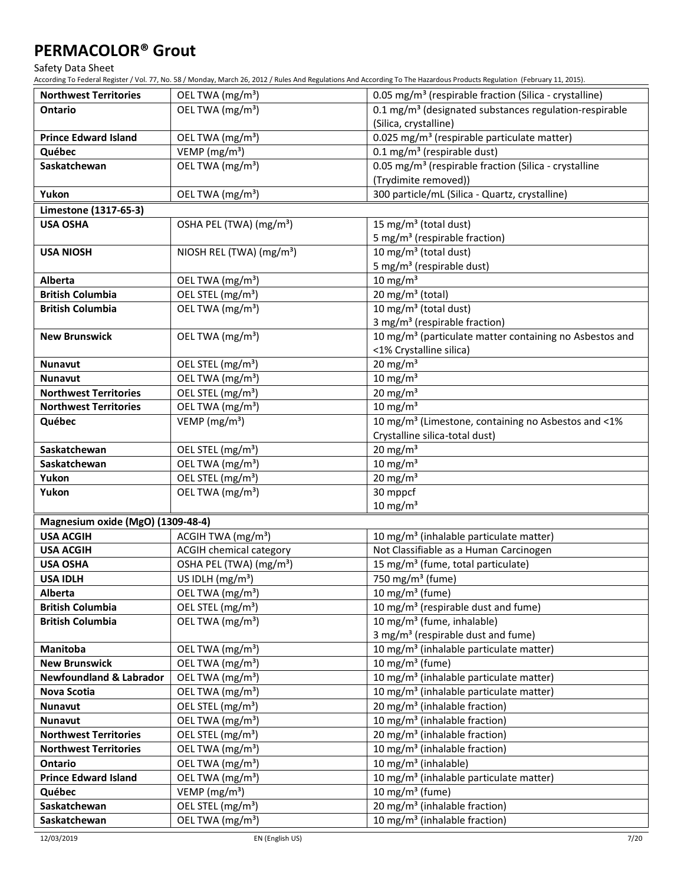# PERMACOLOR® Grout

Safety Data Sheet

According To Federal Register / Vol. 77, No. 58 / Monday, March 26, 2012 / Rules And Regulations And According To The Hazardous Products Regulation (February 11, 2015).

| | | |
|---|---|---|
| **Northwest Territories** | OEL TWA (mg/m³) | 0.05 mg/m³ (respirable fraction (Silica - crystalline) |
| **Ontario** | OEL TWA (mg/m³) | 0.1 mg/m³ (designated substances regulation-respirable (Silica, crystalline) |
| **Prince Edward Island** | OEL TWA (mg/m³) | 0.025 mg/m³ (respirable particulate matter) |
| **Québec** | VEMP (mg/m³) | 0.1 mg/m³ (respirable dust) |
| **Saskatchewan** | OEL TWA (mg/m³) | 0.05 mg/m³ (respirable fraction (Silica - crystalline (Trydimite removed)) |
| **Yukon** | OEL TWA (mg/m³) | 300 particle/mL (Silica - Quartz, crystalline) |
| **Limestone (1317-65-3)** | | |
| **USA OSHA** | OSHA PEL (TWA) (mg/m³) | 15 mg/m³ (total dust)<br>5 mg/m³ (respirable fraction) |
| **USA NIOSH** | NIOSH REL (TWA) (mg/m³) | 10 mg/m³ (total dust)<br>5 mg/m³ (respirable dust) |
| **Alberta** | OEL TWA (mg/m³) | 10 mg/m³ |
| **British Columbia** | OEL STEL (mg/m³) | 20 mg/m³ (total) |
| **British Columbia** | OEL TWA (mg/m³) | 10 mg/m³ (total dust)<br>3 mg/m³ (respirable fraction) |
| **New Brunswick** | OEL TWA (mg/m³) | 10 mg/m³ (particulate matter containing no Asbestos and <1% Crystalline silica) |
| **Nunavut** | OEL STEL (mg/m³) | 20 mg/m³ |
| **Nunavut** | OEL TWA (mg/m³) | 10 mg/m³ |
| **Northwest Territories** | OEL STEL (mg/m³) | 20 mg/m³ |
| **Northwest Territories** | OEL TWA (mg/m³) | 10 mg/m³ |
| **Québec** | VEMP (mg/m³) | 10 mg/m³ (Limestone, containing no Asbestos and <1% Crystalline silica-total dust) |
| **Saskatchewan** | OEL STEL (mg/m³) | 20 mg/m³ |
| **Saskatchewan** | OEL TWA (mg/m³) | 10 mg/m³ |
| **Yukon** | OEL STEL (mg/m³) | 20 mg/m³ |
| **Yukon** | OEL TWA (mg/m³) | 30 mppcf<br>10 mg/m³ |
| **Magnesium oxide (MgO) (1309-48-4)** | | |
| **USA ACGIH** | ACGIH TWA (mg/m³) | 10 mg/m³ (inhalable particulate matter) |
| **USA ACGIH** | ACGIH chemical category | Not Classifiable as a Human Carcinogen |
| **USA OSHA** | OSHA PEL (TWA) (mg/m³) | 15 mg/m³ (fume, total particulate) |
| **USA IDLH** | US IDLH (mg/m³) | 750 mg/m³ (fume) |
| **Alberta** | OEL TWA (mg/m³) | 10 mg/m³ (fume) |
| **British Columbia** | OEL STEL (mg/m³) | 10 mg/m³ (respirable dust and fume) |
| **British Columbia** | OEL TWA (mg/m³) | 10 mg/m³ (fume, inhalable)<br>3 mg/m³ (respirable dust and fume) |
| **Manitoba** | OEL TWA (mg/m³) | 10 mg/m³ (inhalable particulate matter) |
| **New Brunswick** | OEL TWA (mg/m³) | 10 mg/m³ (fume) |
| **Newfoundland & Labrador** | OEL TWA (mg/m³) | 10 mg/m³ (inhalable particulate matter) |
| **Nova Scotia** | OEL TWA (mg/m³) | 10 mg/m³ (inhalable particulate matter) |
| **Nunavut** | OEL STEL (mg/m³) | 20 mg/m³ (inhalable fraction) |
| **Nunavut** | OEL TWA (mg/m³) | 10 mg/m³ (inhalable fraction) |
| **Northwest Territories** | OEL STEL (mg/m³) | 20 mg/m³ (inhalable fraction) |
| **Northwest Territories** | OEL TWA (mg/m³) | 10 mg/m³ (inhalable fraction) |
| **Ontario** | OEL TWA (mg/m³) | 10 mg/m³ (inhalable) |
| **Prince Edward Island** | OEL TWA (mg/m³) | 10 mg/m³ (inhalable particulate matter) |
| **Québec** | VEMP (mg/m³) | 10 mg/m³ (fume) |
| **Saskatchewan** | OEL STEL (mg/m³) | 20 mg/m³ (inhalable fraction) |
| **Saskatchewan** | OEL TWA (mg/m³) | 10 mg/m³ (inhalable fraction) |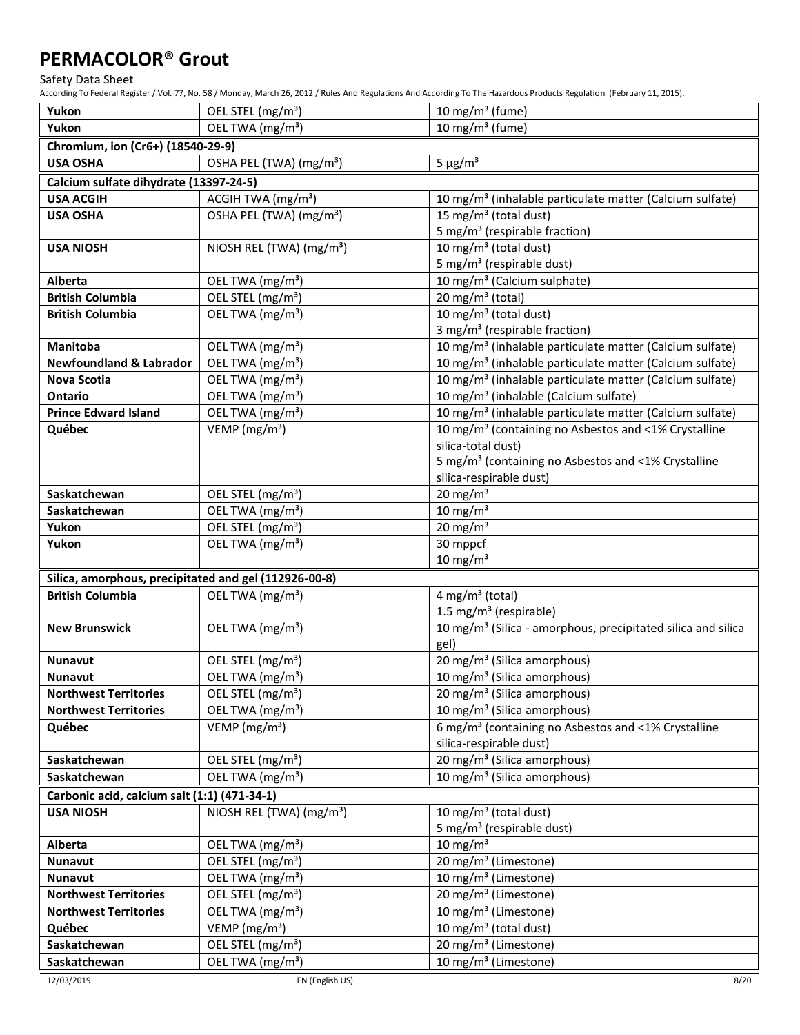| | | |
|---|---|---|
| **Yukon** | OEL STEL (mg/m³) | 10 mg/m³ (fume) |
| **Yukon** | OEL TWA (mg/m³) | 10 mg/m³ (fume) |
| **Chromium, ion (Cr6+) (18540-29-9)** | | |
| **USA OSHA** | OSHA PEL (TWA) (mg/m³) | 5 µg/m³ |
| **Calcium sulfate dihydrate (13397-24-5)** | | |
| **USA ACGIH** | ACGIH TWA (mg/m³) | 10 mg/m³ (inhalable particulate matter (Calcium sulfate) |
| **USA OSHA** | OSHA PEL (TWA) (mg/m³) | 15 mg/m³ (total dust)<br>5 mg/m³ (respirable fraction) |
| **USA NIOSH** | NIOSH REL (TWA) (mg/m³) | 10 mg/m³ (total dust)<br>5 mg/m³ (respirable dust) |
| **Alberta** | OEL TWA (mg/m³) | 10 mg/m³ (Calcium sulphate) |
| **British Columbia** | OEL STEL (mg/m³) | 20 mg/m³ (total) |
| **British Columbia** | OEL TWA (mg/m³) | 10 mg/m³ (total dust)<br>3 mg/m³ (respirable fraction) |
| **Manitoba** | OEL TWA (mg/m³) | 10 mg/m³ (inhalable particulate matter (Calcium sulfate) |
| **Newfoundland & Labrador** | OEL TWA (mg/m³) | 10 mg/m³ (inhalable particulate matter (Calcium sulfate) |
| **Nova Scotia** | OEL TWA (mg/m³) | 10 mg/m³ (inhalable particulate matter (Calcium sulfate) |
| **Ontario** | OEL TWA (mg/m³) | 10 mg/m³ (inhalable (Calcium sulfate) |
| **Prince Edward Island** | OEL TWA (mg/m³) | 10 mg/m³ (inhalable particulate matter (Calcium sulfate) |
| **Québec** | VEMP (mg/m³) | 10 mg/m³ (containing no Asbestos and <1% Crystalline silica-total dust)<br>5 mg/m³ (containing no Asbestos and <1% Crystalline silica-respirable dust) |
| **Saskatchewan** | OEL STEL (mg/m³) | 20 mg/m³ |
| **Saskatchewan** | OEL TWA (mg/m³) | 10 mg/m³ |
| **Yukon** | OEL STEL (mg/m³) | 20 mg/m³ |
| **Yukon** | OEL TWA (mg/m³) | 30 mppcf<br>10 mg/m³ |
| **Silica, amorphous, precipitated and gel (112926-00-8)** | | |
| **British Columbia** | OEL TWA (mg/m³) | 4 mg/m³ (total)<br>1.5 mg/m³ (respirable) |
| **New Brunswick** | OEL TWA (mg/m³) | 10 mg/m³ (Silica - amorphous, precipitated silica and silica gel) |
| **Nunavut** | OEL STEL (mg/m³) | 20 mg/m³ (Silica amorphous) |
| **Nunavut** | OEL TWA (mg/m³) | 10 mg/m³ (Silica amorphous) |
| **Northwest Territories** | OEL STEL (mg/m³) | 20 mg/m³ (Silica amorphous) |
| **Northwest Territories** | OEL TWA (mg/m³) | 10 mg/m³ (Silica amorphous) |
| **Québec** | VEMP (mg/m³) | 6 mg/m³ (containing no Asbestos and <1% Crystalline silica-respirable dust) |
| **Saskatchewan** | OEL STEL (mg/m³) | 20 mg/m³ (Silica amorphous) |
| **Saskatchewan** | OEL TWA (mg/m³) | 10 mg/m³ (Silica amorphous) |
| **Carbonic acid, calcium salt (1:1) (471-34-1)** | | |
| **USA NIOSH** | NIOSH REL (TWA) (mg/m³) | 10 mg/m³ (total dust)<br>5 mg/m³ (respirable dust) |
| **Alberta** | OEL TWA (mg/m³) | 10 mg/m³ |
| **Nunavut** | OEL STEL (mg/m³) | 20 mg/m³ (Limestone) |
| **Nunavut** | OEL TWA (mg/m³) | 10 mg/m³ (Limestone) |
| **Northwest Territories** | OEL STEL (mg/m³) | 20 mg/m³ (Limestone) |
| **Northwest Territories** | OEL TWA (mg/m³) | 10 mg/m³ (Limestone) |
| **Québec** | VEMP (mg/m³) | 10 mg/m³ (total dust) |
| **Saskatchewan** | OEL STEL (mg/m³) | 20 mg/m³ (Limestone) |
| **Saskatchewan** | OEL TWA (mg/m³) | 10 mg/m³ (Limestone) |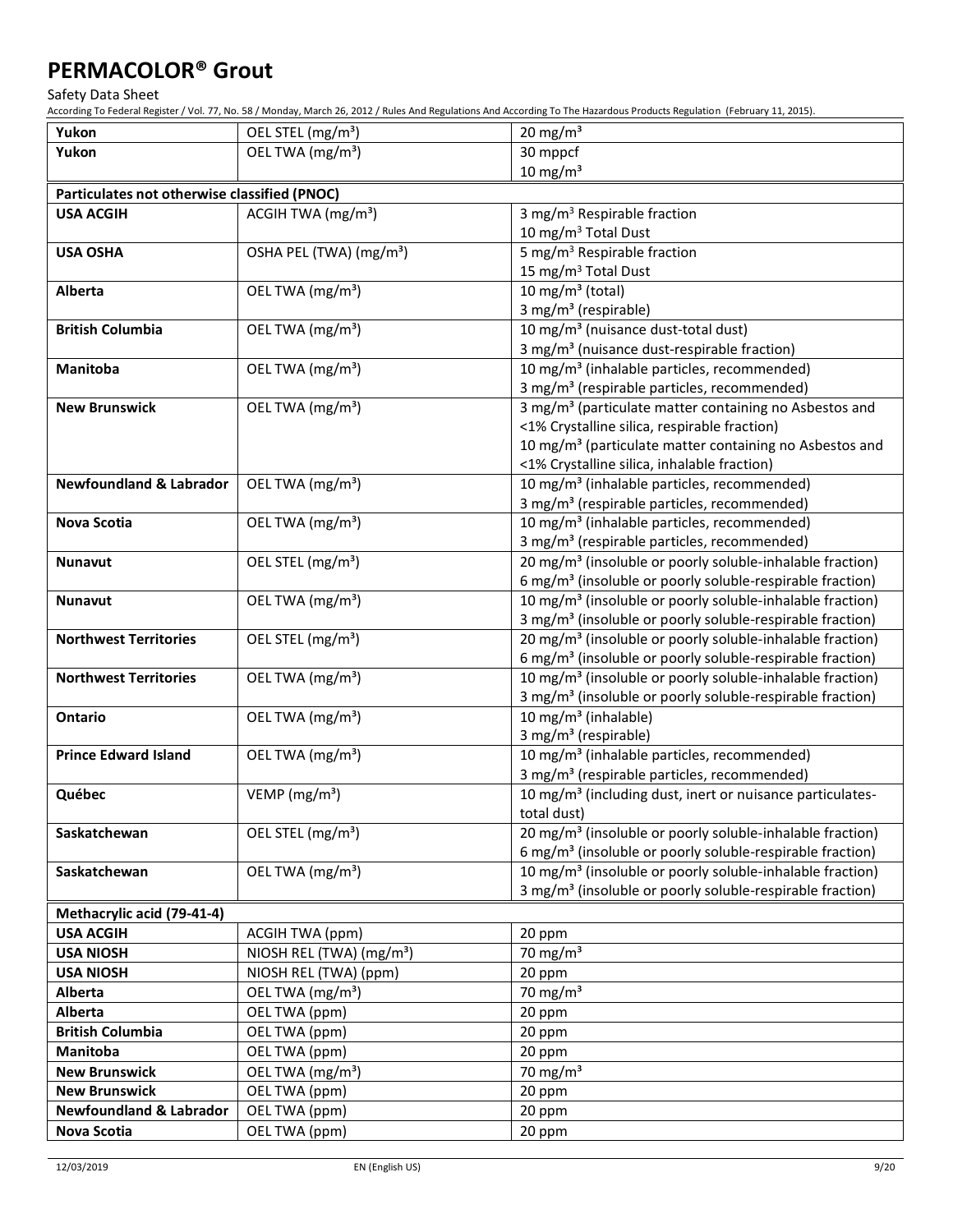| | | |
|---|---|---|
| **Yukon** | OEL STEL (mg/m³) | 20 mg/m³ |
| **Yukon** | OEL TWA (mg/m³) | 30 mppcf<br>10 mg/m³ |
| **Particulates not otherwise classified (PNOC)** | | |
| **USA ACGIH** | ACGIH TWA (mg/m³) | 3 mg/m³ Respirable fraction<br>10 mg/m³ Total Dust |
| **USA OSHA** | OSHA PEL (TWA) (mg/m³) | 5 mg/m³ Respirable fraction<br>15 mg/m³ Total Dust |
| **Alberta** | OEL TWA (mg/m³) | 10 mg/m³ (total)<br>3 mg/m³ (respirable) |
| **British Columbia** | OEL TWA (mg/m³) | 10 mg/m³ (nuisance dust-total dust)<br>3 mg/m³ (nuisance dust-respirable fraction) |
| **Manitoba** | OEL TWA (mg/m³) | 10 mg/m³ (inhalable particles, recommended)<br>3 mg/m³ (respirable particles, recommended) |
| **New Brunswick** | OEL TWA (mg/m³) | 3 mg/m³ (particulate matter containing no Asbestos and <1% Crystalline silica, respirable fraction)<br>10 mg/m³ (particulate matter containing no Asbestos and <1% Crystalline silica, inhalable fraction) |
| **Newfoundland & Labrador** | OEL TWA (mg/m³) | 10 mg/m³ (inhalable particles, recommended)<br>3 mg/m³ (respirable particles, recommended) |
| **Nova Scotia** | OEL TWA (mg/m³) | 10 mg/m³ (inhalable particles, recommended)<br>3 mg/m³ (respirable particles, recommended) |
| **Nunavut** | OEL STEL (mg/m³) | 20 mg/m³ (insoluble or poorly soluble-inhalable fraction)<br>6 mg/m³ (insoluble or poorly soluble-respirable fraction) |
| **Nunavut** | OEL TWA (mg/m³) | 10 mg/m³ (insoluble or poorly soluble-inhalable fraction)<br>3 mg/m³ (insoluble or poorly soluble-respirable fraction) |
| **Northwest Territories** | OEL STEL (mg/m³) | 20 mg/m³ (insoluble or poorly soluble-inhalable fraction)<br>6 mg/m³ (insoluble or poorly soluble-respirable fraction) |
| **Northwest Territories** | OEL TWA (mg/m³) | 10 mg/m³ (insoluble or poorly soluble-inhalable fraction)<br>3 mg/m³ (insoluble or poorly soluble-respirable fraction) |
| **Ontario** | OEL TWA (mg/m³) | 10 mg/m³ (inhalable)<br>3 mg/m³ (respirable) |
| **Prince Edward Island** | OEL TWA (mg/m³) | 10 mg/m³ (inhalable particles, recommended)<br>3 mg/m³ (respirable particles, recommended) |
| **Québec** | VEMP (mg/m³) | 10 mg/m³ (including dust, inert or nuisance particulates-total dust) |
| **Saskatchewan** | OEL STEL (mg/m³) | 20 mg/m³ (insoluble or poorly soluble-inhalable fraction)<br>6 mg/m³ (insoluble or poorly soluble-respirable fraction) |
| **Saskatchewan** | OEL TWA (mg/m³) | 10 mg/m³ (insoluble or poorly soluble-inhalable fraction)<br>3 mg/m³ (insoluble or poorly soluble-respirable fraction) |
| **Methacrylic acid (79-41-4)** | | |
| **USA ACGIH** | ACGIH TWA (ppm) | 20 ppm |
| **USA NIOSH** | NIOSH REL (TWA) (mg/m³) | 70 mg/m³ |
| **USA NIOSH** | NIOSH REL (TWA) (ppm) | 20 ppm |
| **Alberta** | OEL TWA (mg/m³) | 70 mg/m³ |
| **Alberta** | OEL TWA (ppm) | 20 ppm |
| **British Columbia** | OEL TWA (ppm) | 20 ppm |
| **Manitoba** | OEL TWA (ppm) | 20 ppm |
| **New Brunswick** | OEL TWA (mg/m³) | 70 mg/m³ |
| **New Brunswick** | OEL TWA (ppm) | 20 ppm |
| **Newfoundland & Labrador** | OEL TWA (ppm) | 20 ppm |
| **Nova Scotia** | OEL TWA (ppm) | 20 ppm |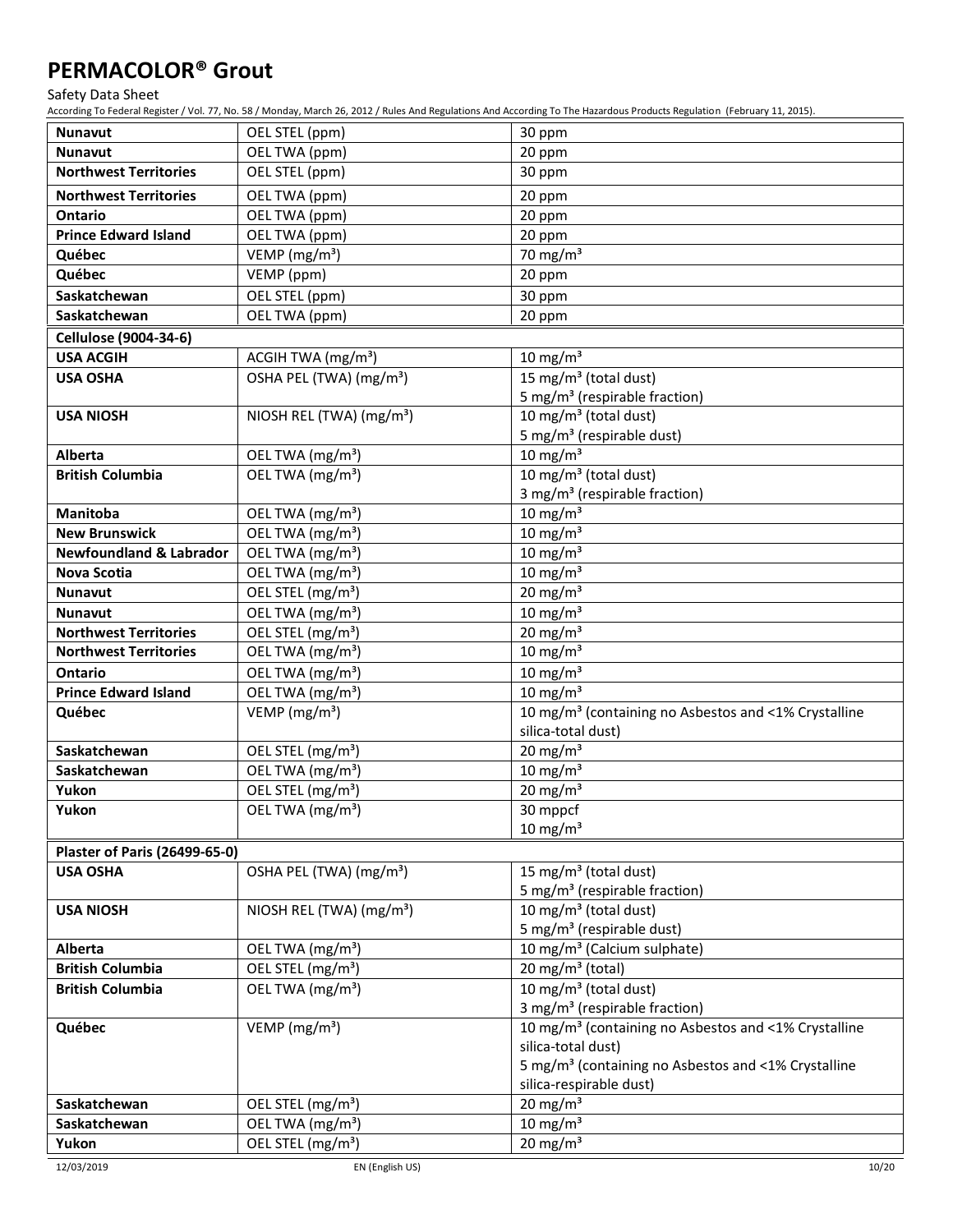| | | |
|---|---|---|
| **Nunavut** | OEL STEL (ppm) | 30 ppm |
| **Nunavut** | OEL TWA (ppm) | 20 ppm |
| **Northwest Territories** | OEL STEL (ppm) | 30 ppm |
| **Northwest Territories** | OEL TWA (ppm) | 20 ppm |
| **Ontario** | OEL TWA (ppm) | 20 ppm |
| **Prince Edward Island** | OEL TWA (ppm) | 20 ppm |
| **Québec** | VEMP (mg/m³) | 70 mg/m³ |
| **Québec** | VEMP (ppm) | 20 ppm |
| **Saskatchewan** | OEL STEL (ppm) | 30 ppm |
| **Saskatchewan** | OEL TWA (ppm) | 20 ppm |
| **Cellulose (9004-34-6)** | | |
| **USA ACGIH** | ACGIH TWA (mg/m³) | 10 mg/m³ |
| **USA OSHA** | OSHA PEL (TWA) (mg/m³) | 15 mg/m³ (total dust)<br>5 mg/m³ (respirable fraction) |
| **USA NIOSH** | NIOSH REL (TWA) (mg/m³) | 10 mg/m³ (total dust)<br>5 mg/m³ (respirable dust) |
| **Alberta** | OEL TWA (mg/m³) | 10 mg/m³ |
| **British Columbia** | OEL TWA (mg/m³) | 10 mg/m³ (total dust)<br>3 mg/m³ (respirable fraction) |
| **Manitoba** | OEL TWA (mg/m³) | 10 mg/m³ |
| **New Brunswick** | OEL TWA (mg/m³) | 10 mg/m³ |
| **Newfoundland & Labrador** | OEL TWA (mg/m³) | 10 mg/m³ |
| **Nova Scotia** | OEL TWA (mg/m³) | 10 mg/m³ |
| **Nunavut** | OEL STEL (mg/m³) | 20 mg/m³ |
| **Nunavut** | OEL TWA (mg/m³) | 10 mg/m³ |
| **Northwest Territories** | OEL STEL (mg/m³) | 20 mg/m³ |
| **Northwest Territories** | OEL TWA (mg/m³) | 10 mg/m³ |
| **Ontario** | OEL TWA (mg/m³) | 10 mg/m³ |
| **Prince Edward Island** | OEL TWA (mg/m³) | 10 mg/m³ |
| **Québec** | VEMP (mg/m³) | 10 mg/m³ (containing no Asbestos and <1% Crystalline silica-total dust) |
| **Saskatchewan** | OEL STEL (mg/m³) | 20 mg/m³ |
| **Saskatchewan** | OEL TWA (mg/m³) | 10 mg/m³ |
| **Yukon** | OEL STEL (mg/m³) | 20 mg/m³ |
| **Yukon** | OEL TWA (mg/m³) | 30 mppcf<br>10 mg/m³ |
| **Plaster of Paris (26499-65-0)** | | |
| **USA OSHA** | OSHA PEL (TWA) (mg/m³) | 15 mg/m³ (total dust)<br>5 mg/m³ (respirable fraction) |
| **USA NIOSH** | NIOSH REL (TWA) (mg/m³) | 10 mg/m³ (total dust)<br>5 mg/m³ (respirable dust) |
| **Alberta** | OEL TWA (mg/m³) | 10 mg/m³ (Calcium sulphate) |
| **British Columbia** | OEL STEL (mg/m³) | 20 mg/m³ (total) |
| **British Columbia** | OEL TWA (mg/m³) | 10 mg/m³ (total dust)<br>3 mg/m³ (respirable fraction) |
| **Québec** | VEMP (mg/m³) | 10 mg/m³ (containing no Asbestos and <1% Crystalline silica-total dust)<br>5 mg/m³ (containing no Asbestos and <1% Crystalline silica-respirable dust) |
| **Saskatchewan** | OEL STEL (mg/m³) | 20 mg/m³ |
| **Saskatchewan** | OEL TWA (mg/m³) | 10 mg/m³ |
| **Yukon** | OEL STEL (mg/m³) | 20 mg/m³ |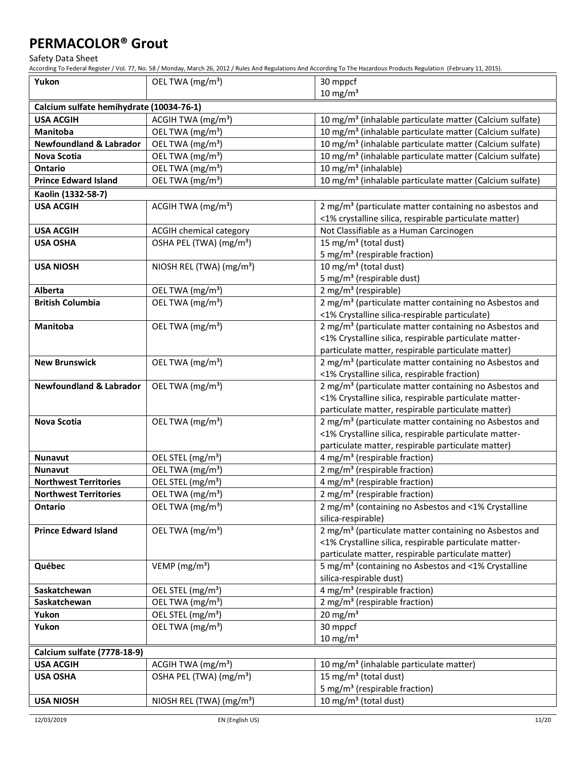| Yukon | OEL TWA (mg/m³) | 30 mppcf<br>10 mg/m³ |
|---|---|---|
| **Calcium sulfate hemihydrate (10034-76-1)** | | |
| **USA ACGIH** | ACGIH TWA (mg/m³) | 10 mg/m³ (inhalable particulate matter (Calcium sulfate) |
| **Manitoba** | OEL TWA (mg/m³) | 10 mg/m³ (inhalable particulate matter (Calcium sulfate) |
| **Newfoundland & Labrador** | OEL TWA (mg/m³) | 10 mg/m³ (inhalable particulate matter (Calcium sulfate) |
| **Nova Scotia** | OEL TWA (mg/m³) | 10 mg/m³ (inhalable particulate matter (Calcium sulfate) |
| **Ontario** | OEL TWA (mg/m³) | 10 mg/m³ (inhalable) |
| **Prince Edward Island** | OEL TWA (mg/m³) | 10 mg/m³ (inhalable particulate matter (Calcium sulfate) |
| **Kaolin (1332-58-7)** | | |
| **USA ACGIH** | ACGIH TWA (mg/m³) | 2 mg/m³ (particulate matter containing no asbestos and <1% crystalline silica, respirable particulate matter) |
| **USA ACGIH** | ACGIH chemical category | Not Classifiable as a Human Carcinogen |
| **USA OSHA** | OSHA PEL (TWA) (mg/m³) | 15 mg/m³ (total dust)<br>5 mg/m³ (respirable fraction) |
| **USA NIOSH** | NIOSH REL (TWA) (mg/m³) | 10 mg/m³ (total dust)<br>5 mg/m³ (respirable dust) |
| **Alberta** | OEL TWA (mg/m³) | 2 mg/m³ (respirable) |
| **British Columbia** | OEL TWA (mg/m³) | 2 mg/m³ (particulate matter containing no Asbestos and <1% Crystalline silica-respirable particulate) |
| **Manitoba** | OEL TWA (mg/m³) | 2 mg/m³ (particulate matter containing no Asbestos and <1% Crystalline silica, respirable particulate matter-particulate matter, respirable particulate matter) |
| **New Brunswick** | OEL TWA (mg/m³) | 2 mg/m³ (particulate matter containing no Asbestos and <1% Crystalline silica, respirable fraction) |
| **Newfoundland & Labrador** | OEL TWA (mg/m³) | 2 mg/m³ (particulate matter containing no Asbestos and <1% Crystalline silica, respirable particulate matter-particulate matter, respirable particulate matter) |
| **Nova Scotia** | OEL TWA (mg/m³) | 2 mg/m³ (particulate matter containing no Asbestos and <1% Crystalline silica, respirable particulate matter-particulate matter, respirable particulate matter) |
| **Nunavut** | OEL STEL (mg/m³) | 4 mg/m³ (respirable fraction) |
| **Nunavut** | OEL TWA (mg/m³) | 2 mg/m³ (respirable fraction) |
| **Northwest Territories** | OEL STEL (mg/m³) | 4 mg/m³ (respirable fraction) |
| **Northwest Territories** | OEL TWA (mg/m³) | 2 mg/m³ (respirable fraction) |
| **Ontario** | OEL TWA (mg/m³) | 2 mg/m³ (containing no Asbestos and <1% Crystalline silica-respirable) |
| **Prince Edward Island** | OEL TWA (mg/m³) | 2 mg/m³ (particulate matter containing no Asbestos and <1% Crystalline silica, respirable particulate matter-particulate matter, respirable particulate matter) |
| **Québec** | VEMP (mg/m³) | 5 mg/m³ (containing no Asbestos and <1% Crystalline silica-respirable dust) |
| **Saskatchewan** | OEL STEL (mg/m³) | 4 mg/m³ (respirable fraction) |
| **Saskatchewan** | OEL TWA (mg/m³) | 2 mg/m³ (respirable fraction) |
| **Yukon** | OEL STEL (mg/m³) | 20 mg/m³ |
| **Yukon** | OEL TWA (mg/m³) | 30 mppcf<br>10 mg/m³ |
| **Calcium sulfate (7778-18-9)** | | |
| **USA ACGIH** | ACGIH TWA (mg/m³) | 10 mg/m³ (inhalable particulate matter) |
| **USA OSHA** | OSHA PEL (TWA) (mg/m³) | 15 mg/m³ (total dust)<br>5 mg/m³ (respirable fraction) |
| **USA NIOSH** | NIOSH REL (TWA) (mg/m³) | 10 mg/m³ (total dust) |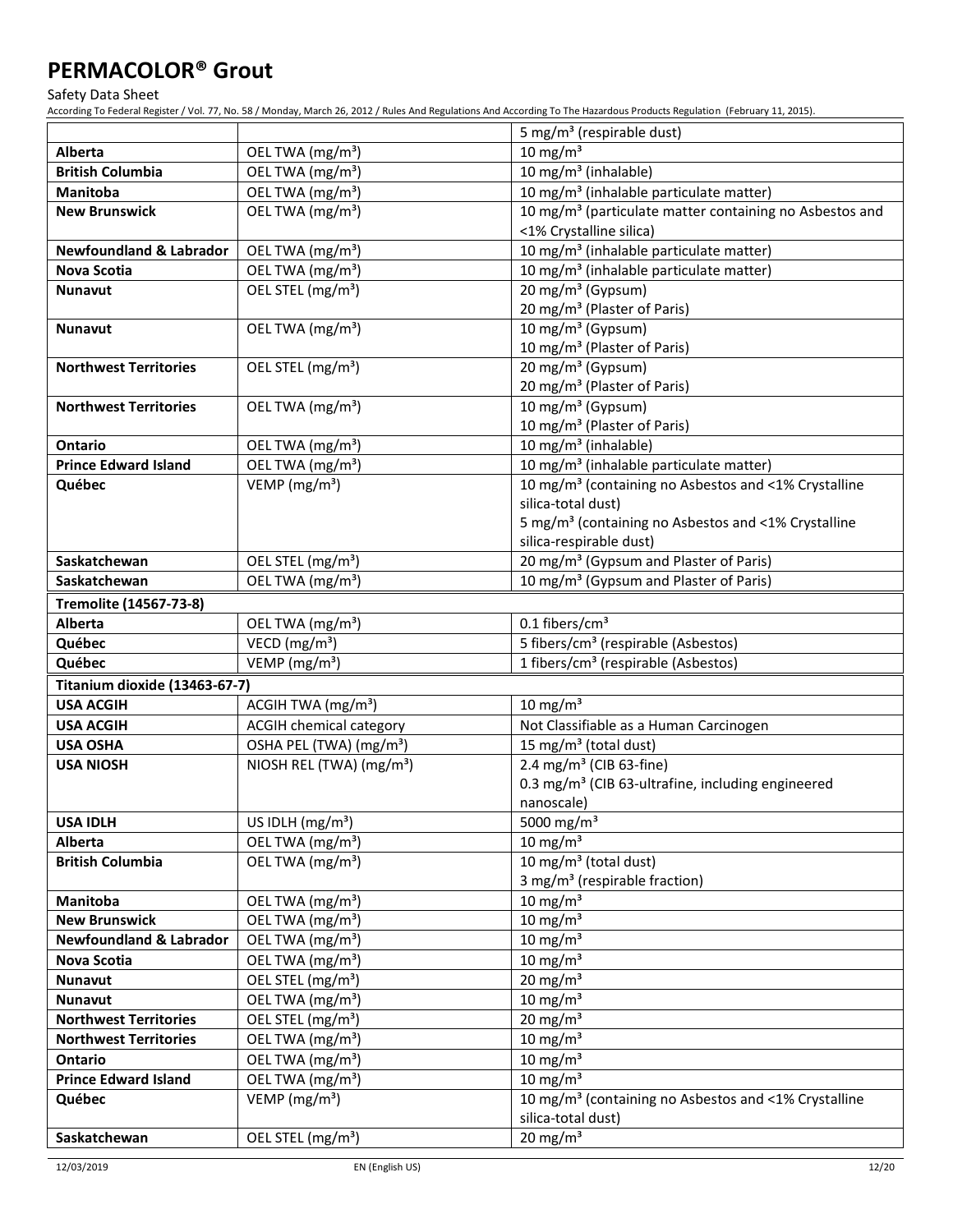| | | 5 mg/m³ (respirable dust) |
|---|---|---|
| **Alberta** | OEL TWA (mg/m³) | 10 mg/m³ |
| **British Columbia** | OEL TWA (mg/m³) | 10 mg/m³ (inhalable) |
| **Manitoba** | OEL TWA (mg/m³) | 10 mg/m³ (inhalable particulate matter) |
| **New Brunswick** | OEL TWA (mg/m³) | 10 mg/m³ (particulate matter containing no Asbestos and <1% Crystalline silica) |
| **Newfoundland & Labrador** | OEL TWA (mg/m³) | 10 mg/m³ (inhalable particulate matter) |
| **Nova Scotia** | OEL TWA (mg/m³) | 10 mg/m³ (inhalable particulate matter) |
| **Nunavut** | OEL STEL (mg/m³) | 20 mg/m³ (Gypsum)<br>20 mg/m³ (Plaster of Paris) |
| **Nunavut** | OEL TWA (mg/m³) | 10 mg/m³ (Gypsum)<br>10 mg/m³ (Plaster of Paris) |
| **Northwest Territories** | OEL STEL (mg/m³) | 20 mg/m³ (Gypsum)<br>20 mg/m³ (Plaster of Paris) |
| **Northwest Territories** | OEL TWA (mg/m³) | 10 mg/m³ (Gypsum)<br>10 mg/m³ (Plaster of Paris) |
| **Ontario** | OEL TWA (mg/m³) | 10 mg/m³ (inhalable) |
| **Prince Edward Island** | OEL TWA (mg/m³) | 10 mg/m³ (inhalable particulate matter) |
| **Québec** | VEMP (mg/m³) | 10 mg/m³ (containing no Asbestos and <1% Crystalline silica-total dust)<br>5 mg/m³ (containing no Asbestos and <1% Crystalline silica-respirable dust) |
| **Saskatchewan** | OEL STEL (mg/m³) | 20 mg/m³ (Gypsum and Plaster of Paris) |
| **Saskatchewan** | OEL TWA (mg/m³) | 10 mg/m³ (Gypsum and Plaster of Paris) |
| **Tremolite (14567-73-8)** | | |
| **Alberta** | OEL TWA (mg/m³) | 0.1 fibers/cm³ |
| **Québec** | VECD (mg/m³) | 5 fibers/cm³ (respirable (Asbestos) |
| **Québec** | VEMP (mg/m³) | 1 fibers/cm³ (respirable (Asbestos) |
| **Titanium dioxide (13463-67-7)** | | |
| **USA ACGIH** | ACGIH TWA (mg/m³) | 10 mg/m³ |
| **USA ACGIH** | ACGIH chemical category | Not Classifiable as a Human Carcinogen |
| **USA OSHA** | OSHA PEL (TWA) (mg/m³) | 15 mg/m³ (total dust) |
| **USA NIOSH** | NIOSH REL (TWA) (mg/m³) | 2.4 mg/m³ (CIB 63-fine)<br>0.3 mg/m³ (CIB 63-ultrafine, including engineered nanoscale) |
| **USA IDLH** | US IDLH (mg/m³) | 5000 mg/m³ |
| **Alberta** | OEL TWA (mg/m³) | 10 mg/m³ |
| **British Columbia** | OEL TWA (mg/m³) | 10 mg/m³ (total dust)<br>3 mg/m³ (respirable fraction) |
| **Manitoba** | OEL TWA (mg/m³) | 10 mg/m³ |
| **New Brunswick** | OEL TWA (mg/m³) | 10 mg/m³ |
| **Newfoundland & Labrador** | OEL TWA (mg/m³) | 10 mg/m³ |
| **Nova Scotia** | OEL TWA (mg/m³) | 10 mg/m³ |
| **Nunavut** | OEL STEL (mg/m³) | 20 mg/m³ |
| **Nunavut** | OEL TWA (mg/m³) | 10 mg/m³ |
| **Northwest Territories** | OEL STEL (mg/m³) | 20 mg/m³ |
| **Northwest Territories** | OEL TWA (mg/m³) | 10 mg/m³ |
| **Ontario** | OEL TWA (mg/m³) | 10 mg/m³ |
| **Prince Edward Island** | OEL TWA (mg/m³) | 10 mg/m³ |
| **Québec** | VEMP (mg/m³) | 10 mg/m³ (containing no Asbestos and <1% Crystalline silica-total dust) |
| **Saskatchewan** | OEL STEL (mg/m³) | 20 mg/m³ |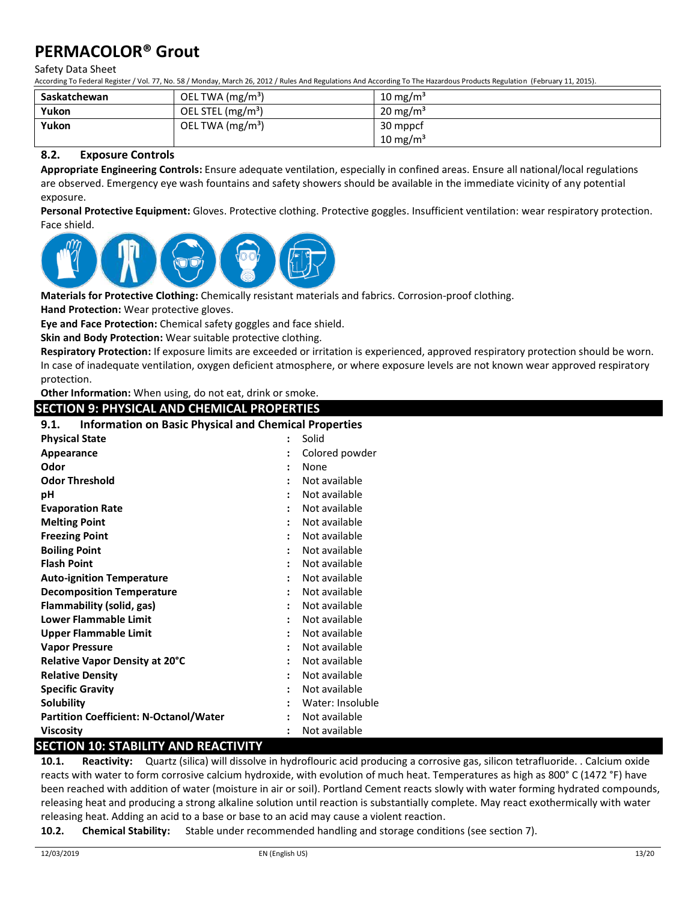| Saskatchewan | OEL TWA (mg/m³) | 10 mg/m³ |
|---|---|---|
| Yukon | OEL STEL (mg/m³) | 20 mg/m³ |
| Yukon | OEL TWA (mg/m³) | 30 mppcf<br>10 mg/m³ |

### 8.2. Exposure Controls

**Appropriate Engineering Controls:** Ensure adequate ventilation, especially in confined areas. Ensure all national/local regulations are observed. Emergency eye wash fountains and safety showers should be available in the immediate vicinity of any potential exposure.

**Personal Protective Equipment:** Gloves. Protective clothing. Protective goggles. Insufficient ventilation: wear respiratory protection. Face shield.

**Materials for Protective Clothing:** Chemically resistant materials and fabrics. Corrosion-proof clothing.

**Hand Protection:** Wear protective gloves.

**Eye and Face Protection:** Chemical safety goggles and face shield.

**Skin and Body Protection:** Wear suitable protective clothing.

**Respiratory Protection:** If exposure limits are exceeded or irritation is experienced, approved respiratory protection should be worn. In case of inadequate ventilation, oxygen deficient atmosphere, or where exposure levels are not known wear approved respiratory protection.

**Other Information:** When using, do not eat, drink or smoke.

## SECTION 9: PHYSICAL AND CHEMICAL PROPERTIES

### 9.1. Information on Basic Physical and Chemical Properties

| | | |
|---|---|---|
| **Physical State** | : | Solid |
| **Appearance** | : | Colored powder |
| **Odor** | : | None |
| **Odor Threshold** | : | Not available |
| **pH** | : | Not available |
| **Evaporation Rate** | : | Not available |
| **Melting Point** | : | Not available |
| **Freezing Point** | : | Not available |
| **Boiling Point** | : | Not available |
| **Flash Point** | : | Not available |
| **Auto-ignition Temperature** | : | Not available |
| **Decomposition Temperature** | : | Not available |
| **Flammability (solid, gas)** | : | Not available |
| **Lower Flammable Limit** | : | Not available |
| **Upper Flammable Limit** | : | Not available |
| **Vapor Pressure** | : | Not available |
| **Relative Vapor Density at 20°C** | : | Not available |
| **Relative Density** | : | Not available |
| **Specific Gravity** | : | Not available |
| **Solubility** | : | Water: Insoluble |
| **Partition Coefficient: N-Octanol/Water** | : | Not available |
| **Viscosity** | : | Not available |

## SECTION 10: STABILITY AND REACTIVITY

**10.1. Reactivity:** Quartz (silica) will dissolve in hydroflouric acid producing a corrosive gas, silicon tetrafluoride. . Calcium oxide reacts with water to form corrosive calcium hydroxide, with evolution of much heat. Temperatures as high as 800° C (1472 °F) have been reached with addition of water (moisture in air or soil). Portland Cement reacts slowly with water forming hydrated compounds, releasing heat and producing a strong alkaline solution until reaction is substantially complete. May react exothermically with water releasing heat. Adding an acid to a base or base to an acid may cause a violent reaction.

**10.2. Chemical Stability:** Stable under recommended handling and storage conditions (see section 7).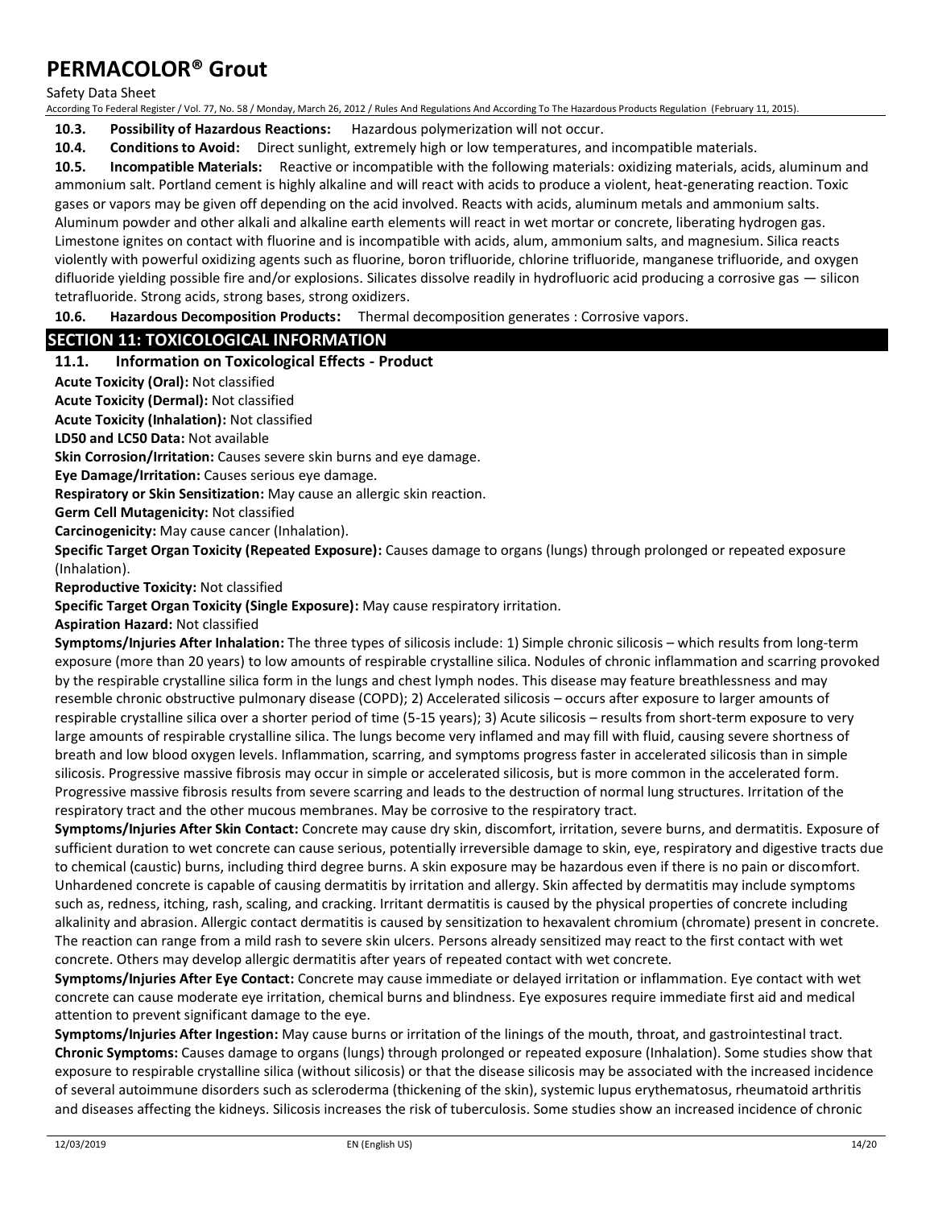**10.3. Possibility of Hazardous Reactions:** Hazardous polymerization will not occur.

**10.4. Conditions to Avoid:** Direct sunlight, extremely high or low temperatures, and incompatible materials.

**10.5. Incompatible Materials:** Reactive or incompatible with the following materials: oxidizing materials, acids, aluminum and ammonium salt. Portland cement is highly alkaline and will react with acids to produce a violent, heat-generating reaction. Toxic gases or vapors may be given off depending on the acid involved. Reacts with acids, aluminum metals and ammonium salts. Aluminum powder and other alkali and alkaline earth elements will react in wet mortar or concrete, liberating hydrogen gas. Limestone ignites on contact with fluorine and is incompatible with acids, alum, ammonium salts, and magnesium. Silica reacts violently with powerful oxidizing agents such as fluorine, boron trifluoride, chlorine trifluoride, manganese trifluoride, and oxygen difluoride yielding possible fire and/or explosions. Silicates dissolve readily in hydrofluoric acid producing a corrosive gas — silicon tetrafluoride. Strong acids, strong bases, strong oxidizers.

**10.6. Hazardous Decomposition Products:** Thermal decomposition generates : Corrosive vapors.

## SECTION 11: TOXICOLOGICAL INFORMATION

### 11.1. Information on Toxicological Effects - Product

**Acute Toxicity (Oral):** Not classified

**Acute Toxicity (Dermal):** Not classified

**Acute Toxicity (Inhalation):** Not classified

**LD50 and LC50 Data:** Not available

**Skin Corrosion/Irritation:** Causes severe skin burns and eye damage.

**Eye Damage/Irritation:** Causes serious eye damage.

**Respiratory or Skin Sensitization:** May cause an allergic skin reaction.

**Germ Cell Mutagenicity:** Not classified

**Carcinogenicity:** May cause cancer (Inhalation).

**Specific Target Organ Toxicity (Repeated Exposure):** Causes damage to organs (lungs) through prolonged or repeated exposure (Inhalation).

**Reproductive Toxicity:** Not classified

**Specific Target Organ Toxicity (Single Exposure):** May cause respiratory irritation.

**Aspiration Hazard:** Not classified

**Symptoms/Injuries After Inhalation:** The three types of silicosis include: 1) Simple chronic silicosis – which results from long-term exposure (more than 20 years) to low amounts of respirable crystalline silica. Nodules of chronic inflammation and scarring provoked by the respirable crystalline silica form in the lungs and chest lymph nodes. This disease may feature breathlessness and may resemble chronic obstructive pulmonary disease (COPD); 2) Accelerated silicosis – occurs after exposure to larger amounts of respirable crystalline silica over a shorter period of time (5-15 years); 3) Acute silicosis – results from short-term exposure to very large amounts of respirable crystalline silica. The lungs become very inflamed and may fill with fluid, causing severe shortness of breath and low blood oxygen levels. Inflammation, scarring, and symptoms progress faster in accelerated silicosis than in simple silicosis. Progressive massive fibrosis may occur in simple or accelerated silicosis, but is more common in the accelerated form. Progressive massive fibrosis results from severe scarring and leads to the destruction of normal lung structures. Irritation of the respiratory tract and the other mucous membranes. May be corrosive to the respiratory tract.

**Symptoms/Injuries After Skin Contact:** Concrete may cause dry skin, discomfort, irritation, severe burns, and dermatitis. Exposure of sufficient duration to wet concrete can cause serious, potentially irreversible damage to skin, eye, respiratory and digestive tracts due to chemical (caustic) burns, including third degree burns. A skin exposure may be hazardous even if there is no pain or discomfort. Unhardened concrete is capable of causing dermatitis by irritation and allergy. Skin affected by dermatitis may include symptoms such as, redness, itching, rash, scaling, and cracking. Irritant dermatitis is caused by the physical properties of concrete including alkalinity and abrasion. Allergic contact dermatitis is caused by sensitization to hexavalent chromium (chromate) present in concrete. The reaction can range from a mild rash to severe skin ulcers. Persons already sensitized may react to the first contact with wet concrete. Others may develop allergic dermatitis after years of repeated contact with wet concrete.

**Symptoms/Injuries After Eye Contact:** Concrete may cause immediate or delayed irritation or inflammation. Eye contact with wet concrete can cause moderate eye irritation, chemical burns and blindness. Eye exposures require immediate first aid and medical attention to prevent significant damage to the eye.

**Symptoms/Injuries After Ingestion:** May cause burns or irritation of the linings of the mouth, throat, and gastrointestinal tract.

**Chronic Symptoms:** Causes damage to organs (lungs) through prolonged or repeated exposure (Inhalation). Some studies show that exposure to respirable crystalline silica (without silicosis) or that the disease silicosis may be associated with the increased incidence of several autoimmune disorders such as scleroderma (thickening of the skin), systemic lupus erythematosus, rheumatoid arthritis and diseases affecting the kidneys. Silicosis increases the risk of tuberculosis. Some studies show an increased incidence of chronic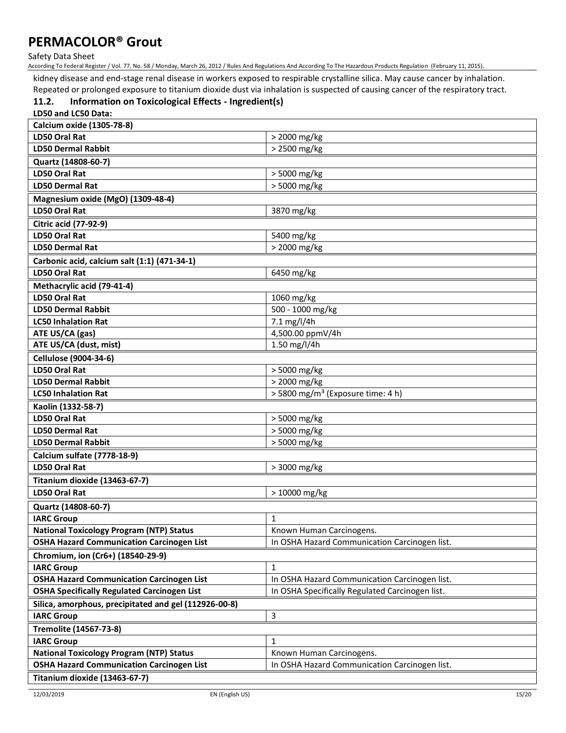kidney disease and end-stage renal disease in workers exposed to respirable crystalline silica. May cause cancer by inhalation. Repeated or prolonged exposure to titanium dioxide dust via inhalation is suspected of causing cancer of the respiratory tract.

### 11.2. Information on Toxicological Effects - Ingredient(s)

**LD50 and LC50 Data:**

| **Calcium oxide (1305-78-8)** | |
|---|---|
| **LD50 Oral Rat** | > 2000 mg/kg |
| **LD50 Dermal Rabbit** | > 2500 mg/kg |
| **Quartz (14808-60-7)** | |
| **LD50 Oral Rat** | > 5000 mg/kg |
| **LD50 Dermal Rat** | > 5000 mg/kg |
| **Magnesium oxide (MgO) (1309-48-4)** | |
| **LD50 Oral Rat** | 3870 mg/kg |
| **Citric acid (77-92-9)** | |
| **LD50 Oral Rat** | 5400 mg/kg |
| **LD50 Dermal Rat** | > 2000 mg/kg |
| **Carbonic acid, calcium salt (1:1) (471-34-1)** | |
| **LD50 Oral Rat** | 6450 mg/kg |
| **Methacrylic acid (79-41-4)** | |
| **LD50 Oral Rat** | 1060 mg/kg |
| **LD50 Dermal Rabbit** | 500 - 1000 mg/kg |
| **LC50 Inhalation Rat** | 7.1 mg/l/4h |
| **ATE US/CA (gas)** | 4,500.00 ppmV/4h |
| **ATE US/CA (dust, mist)** | 1.50 mg/l/4h |
| **Cellulose (9004-34-6)** | |
| **LD50 Oral Rat** | > 5000 mg/kg |
| **LD50 Dermal Rabbit** | > 2000 mg/kg |
| **LC50 Inhalation Rat** | > 5800 mg/m³ (Exposure time: 4 h) |
| **Kaolin (1332-58-7)** | |
| **LD50 Oral Rat** | > 5000 mg/kg |
| **LD50 Dermal Rat** | > 5000 mg/kg |
| **LD50 Dermal Rabbit** | > 5000 mg/kg |
| **Calcium sulfate (7778-18-9)** | |
| **LD50 Oral Rat** | > 3000 mg/kg |
| **Titanium dioxide (13463-67-7)** | |
| **LD50 Oral Rat** | > 10000 mg/kg |

| **Quartz (14808-60-7)** | |
|---|---|
| **IARC Group** | 1 |
| **National Toxicology Program (NTP) Status** | Known Human Carcinogens. |
| **OSHA Hazard Communication Carcinogen List** | In OSHA Hazard Communication Carcinogen list. |
| **Chromium, ion (Cr6+) (18540-29-9)** | |
| **IARC Group** | 1 |
| **OSHA Hazard Communication Carcinogen List** | In OSHA Hazard Communication Carcinogen list. |
| **OSHA Specifically Regulated Carcinogen List** | In OSHA Specifically Regulated Carcinogen list. |
| **Silica, amorphous, precipitated and gel (112926-00-8)** | |
| **IARC Group** | 3 |
| **Tremolite (14567-73-8)** | |
| **IARC Group** | 1 |
| **National Toxicology Program (NTP) Status** | Known Human Carcinogens. |
| **OSHA Hazard Communication Carcinogen List** | In OSHA Hazard Communication Carcinogen list. |
| **Titanium dioxide (13463-67-7)** | |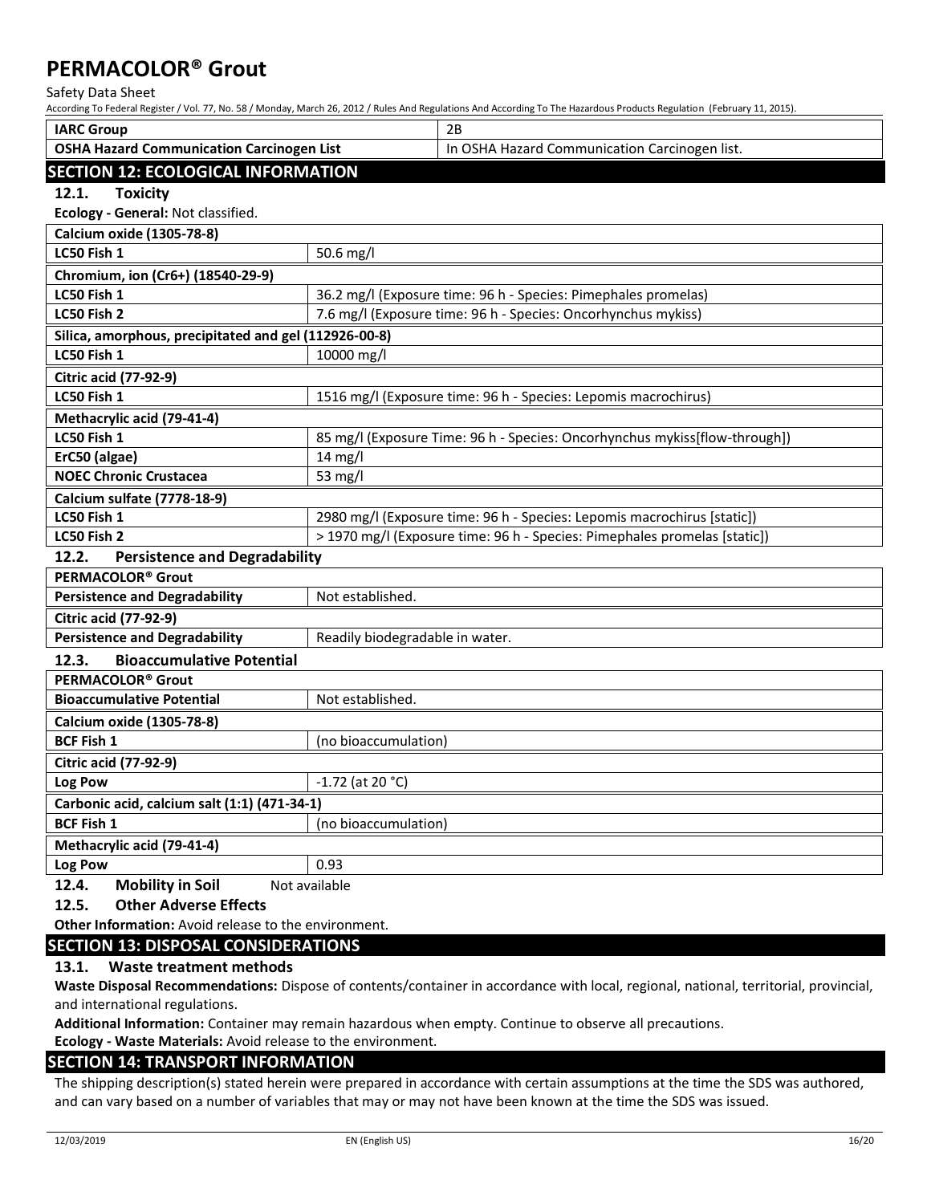| IARC Group | 2B |
|---|---|
| OSHA Hazard Communication Carcinogen List | In OSHA Hazard Communication Carcinogen list. |

## SECTION 12: ECOLOGICAL INFORMATION

### 12.1. Toxicity

**Ecology - General:** Not classified.

| **Calcium oxide (1305-78-8)** | |
|---|---|
| **LC50 Fish 1** | 50.6 mg/l |
| **Chromium, ion (Cr6+) (18540-29-9)** | |
| **LC50 Fish 1** | 36.2 mg/l (Exposure time: 96 h - Species: Pimephales promelas) |
| **LC50 Fish 2** | 7.6 mg/l (Exposure time: 96 h - Species: Oncorhynchus mykiss) |
| **Silica, amorphous, precipitated and gel (112926-00-8)** | |
| **LC50 Fish 1** | 10000 mg/l |
| **Citric acid (77-92-9)** | |
| **LC50 Fish 1** | 1516 mg/l (Exposure time: 96 h - Species: Lepomis macrochirus) |
| **Methacrylic acid (79-41-4)** | |
| **LC50 Fish 1** | 85 mg/l (Exposure Time: 96 h - Species: Oncorhynchus mykiss[flow-through]) |
| **ErC50 (algae)** | 14 mg/l |
| **NOEC Chronic Crustacea** | 53 mg/l |
| **Calcium sulfate (7778-18-9)** | |
| **LC50 Fish 1** | 2980 mg/l (Exposure time: 96 h - Species: Lepomis macrochirus [static]) |
| **LC50 Fish 2** | > 1970 mg/l (Exposure time: 96 h - Species: Pimephales promelas [static]) |

### 12.2. Persistence and Degradability

| **PERMACOLOR® Grout** | |
|---|---|
| **Persistence and Degradability** | Not established. |
| **Citric acid (77-92-9)** | |
| **Persistence and Degradability** | Readily biodegradable in water. |

### 12.3. Bioaccumulative Potential

| **PERMACOLOR® Grout** | |
|---|---|
| **Bioaccumulative Potential** | Not established. |
| **Calcium oxide (1305-78-8)** | |
| **BCF Fish 1** | (no bioaccumulation) |
| **Citric acid (77-92-9)** | |
| **Log Pow** | -1.72 (at 20 °C) |
| **Carbonic acid, calcium salt (1:1) (471-34-1)** | |
| **BCF Fish 1** | (no bioaccumulation) |
| **Methacrylic acid (79-41-4)** | |
| **Log Pow** | 0.93 |

### 12.4. Mobility in Soil

Not available

### 12.5. Other Adverse Effects

**Other Information:** Avoid release to the environment.

## SECTION 13: DISPOSAL CONSIDERATIONS

### 13.1. Waste treatment methods

**Waste Disposal Recommendations:** Dispose of contents/container in accordance with local, regional, national, territorial, provincial, and international regulations.

**Additional Information:** Container may remain hazardous when empty. Continue to observe all precautions.

**Ecology - Waste Materials:** Avoid release to the environment.

## SECTION 14: TRANSPORT INFORMATION

The shipping description(s) stated herein were prepared in accordance with certain assumptions at the time the SDS was authored, and can vary based on a number of variables that may or may not have been known at the time the SDS was issued.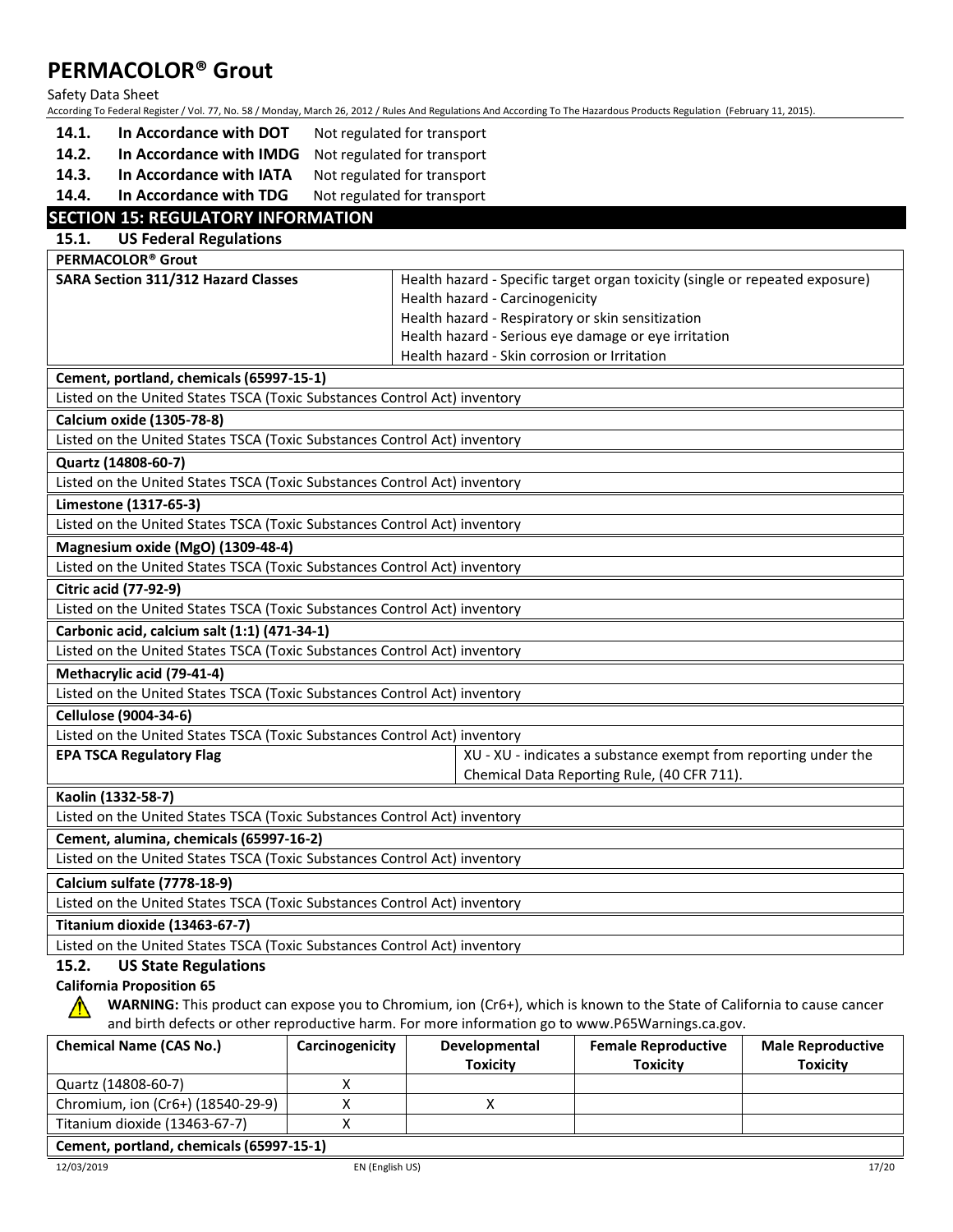- **14.1. In Accordance with DOT** Not regulated for transport
- **14.2. In Accordance with IMDG** Not regulated for transport
- **14.3. In Accordance with IATA** Not regulated for transport
- **14.4. In Accordance with TDG** Not regulated for transport

## SECTION 15: REGULATORY INFORMATION

### 15.1. US Federal Regulations

| **PERMACOLOR® Grout** | |
|---|---|
| **SARA Section 311/312 Hazard Classes** | Health hazard - Specific target organ toxicity (single or repeated exposure)<br>Health hazard - Carcinogenicity<br>Health hazard - Respiratory or skin sensitization<br>Health hazard - Serious eye damage or eye irritation<br>Health hazard - Skin corrosion or Irritation |

| **Cement, portland, chemicals (65997-15-1)** |
|---|
| Listed on the United States TSCA (Toxic Substances Control Act) inventory |

| **Calcium oxide (1305-78-8)** |
|---|
| Listed on the United States TSCA (Toxic Substances Control Act) inventory |

| **Quartz (14808-60-7)** |
|---|
| Listed on the United States TSCA (Toxic Substances Control Act) inventory |

| **Limestone (1317-65-3)** |
|---|
| Listed on the United States TSCA (Toxic Substances Control Act) inventory |

| **Magnesium oxide (MgO) (1309-48-4)** |
|---|
| Listed on the United States TSCA (Toxic Substances Control Act) inventory |

| **Citric acid (77-92-9)** |
|---|
| Listed on the United States TSCA (Toxic Substances Control Act) inventory |

| **Carbonic acid, calcium salt (1:1) (471-34-1)** |
|---|
| Listed on the United States TSCA (Toxic Substances Control Act) inventory |

| **Methacrylic acid (79-41-4)** |
|---|
| Listed on the United States TSCA (Toxic Substances Control Act) inventory |

| **Cellulose (9004-34-6)** | |
|---|---|
| Listed on the United States TSCA (Toxic Substances Control Act) inventory | |
| **EPA TSCA Regulatory Flag** | XU - XU - indicates a substance exempt from reporting under the Chemical Data Reporting Rule, (40 CFR 711). |

| **Kaolin (1332-58-7)** |
|---|
| Listed on the United States TSCA (Toxic Substances Control Act) inventory |

| **Cement, alumina, chemicals (65997-16-2)** |
|---|
| Listed on the United States TSCA (Toxic Substances Control Act) inventory |

| **Calcium sulfate (7778-18-9)** |
|---|
| Listed on the United States TSCA (Toxic Substances Control Act) inventory |

| **Titanium dioxide (13463-67-7)** |
|---|
| Listed on the United States TSCA (Toxic Substances Control Act) inventory |

### 15.2. US State Regulations

**California Proposition 65**

⚠ **WARNING:** This product can expose you to Chromium, ion (Cr6+), which is known to the State of California to cause cancer and birth defects or other reproductive harm. For more information go to www.P65Warnings.ca.gov.

| Chemical Name (CAS No.) | Carcinogenicity | Developmental Toxicity | Female Reproductive Toxicity | Male Reproductive Toxicity |
|---|---|---|---|---|
| Quartz (14808-60-7) | X | | | |
| Chromium, ion (Cr6+) (18540-29-9) | X | X | | |
| Titanium dioxide (13463-67-7) | X | | | |

| **Cement, portland, chemicals (65997-15-1)** |
|---|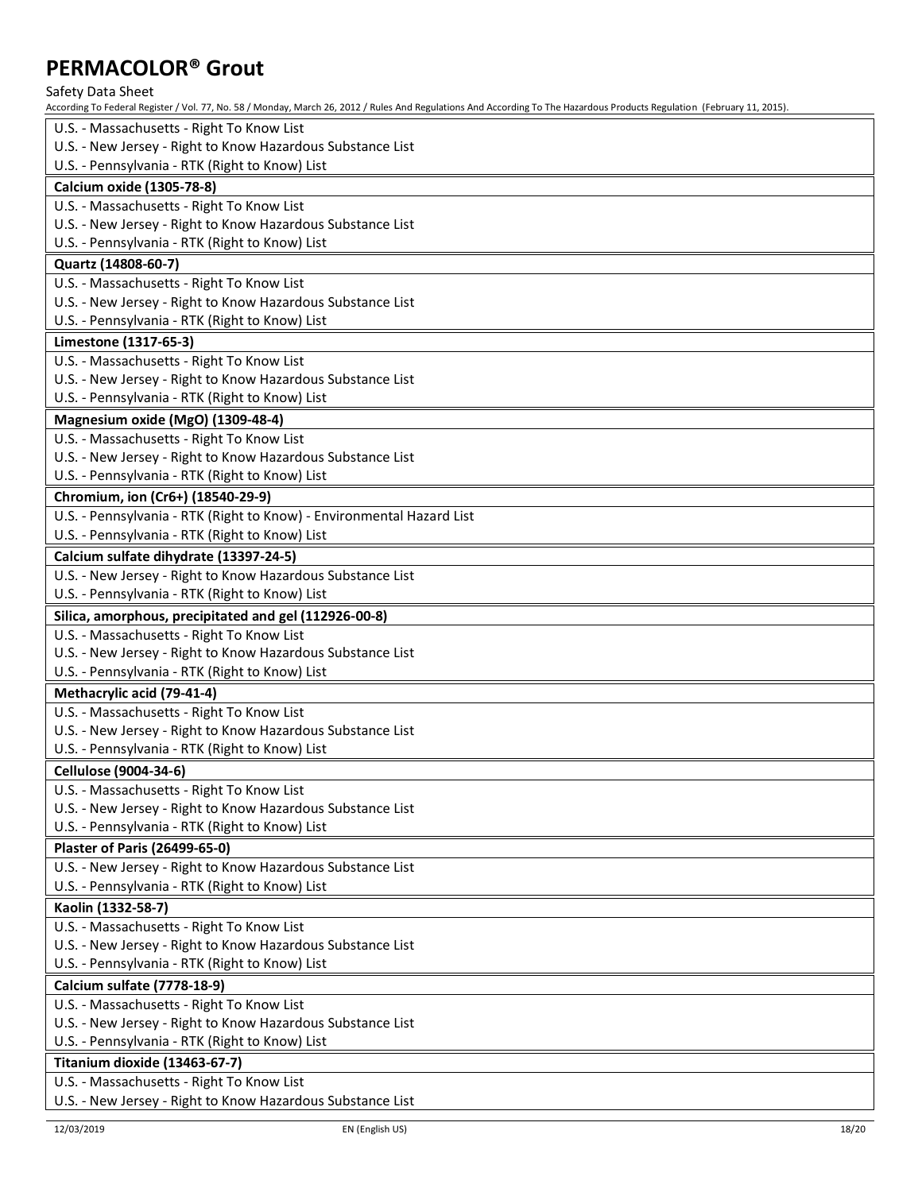| |
|---|
| U.S. - Massachusetts - Right To Know List |
| U.S. - New Jersey - Right to Know Hazardous Substance List |
| U.S. - Pennsylvania - RTK (Right to Know) List |
| **Calcium oxide (1305-78-8)** |
| U.S. - Massachusetts - Right To Know List |
| U.S. - New Jersey - Right to Know Hazardous Substance List |
| U.S. - Pennsylvania - RTK (Right to Know) List |
| **Quartz (14808-60-7)** |
| U.S. - Massachusetts - Right To Know List |
| U.S. - New Jersey - Right to Know Hazardous Substance List |
| U.S. - Pennsylvania - RTK (Right to Know) List |
| **Limestone (1317-65-3)** |
| U.S. - Massachusetts - Right To Know List |
| U.S. - New Jersey - Right to Know Hazardous Substance List |
| U.S. - Pennsylvania - RTK (Right to Know) List |
| **Magnesium oxide (MgO) (1309-48-4)** |
| U.S. - Massachusetts - Right To Know List |
| U.S. - New Jersey - Right to Know Hazardous Substance List |
| U.S. - Pennsylvania - RTK (Right to Know) List |
| **Chromium, ion (Cr6+) (18540-29-9)** |
| U.S. - Pennsylvania - RTK (Right to Know) - Environmental Hazard List |
| U.S. - Pennsylvania - RTK (Right to Know) List |
| **Calcium sulfate dihydrate (13397-24-5)** |
| U.S. - New Jersey - Right to Know Hazardous Substance List |
| U.S. - Pennsylvania - RTK (Right to Know) List |
| **Silica, amorphous, precipitated and gel (112926-00-8)** |
| U.S. - Massachusetts - Right To Know List |
| U.S. - New Jersey - Right to Know Hazardous Substance List |
| U.S. - Pennsylvania - RTK (Right to Know) List |
| **Methacrylic acid (79-41-4)** |
| U.S. - Massachusetts - Right To Know List |
| U.S. - New Jersey - Right to Know Hazardous Substance List |
| U.S. - Pennsylvania - RTK (Right to Know) List |
| **Cellulose (9004-34-6)** |
| U.S. - Massachusetts - Right To Know List |
| U.S. - New Jersey - Right to Know Hazardous Substance List |
| U.S. - Pennsylvania - RTK (Right to Know) List |
| **Plaster of Paris (26499-65-0)** |
| U.S. - New Jersey - Right to Know Hazardous Substance List |
| U.S. - Pennsylvania - RTK (Right to Know) List |
| **Kaolin (1332-58-7)** |
| U.S. - Massachusetts - Right To Know List |
| U.S. - New Jersey - Right to Know Hazardous Substance List |
| U.S. - Pennsylvania - RTK (Right to Know) List |
| **Calcium sulfate (7778-18-9)** |
| U.S. - Massachusetts - Right To Know List |
| U.S. - New Jersey - Right to Know Hazardous Substance List |
| U.S. - Pennsylvania - RTK (Right to Know) List |
| **Titanium dioxide (13463-67-7)** |
| U.S. - Massachusetts - Right To Know List |
| U.S. - New Jersey - Right to Know Hazardous Substance List |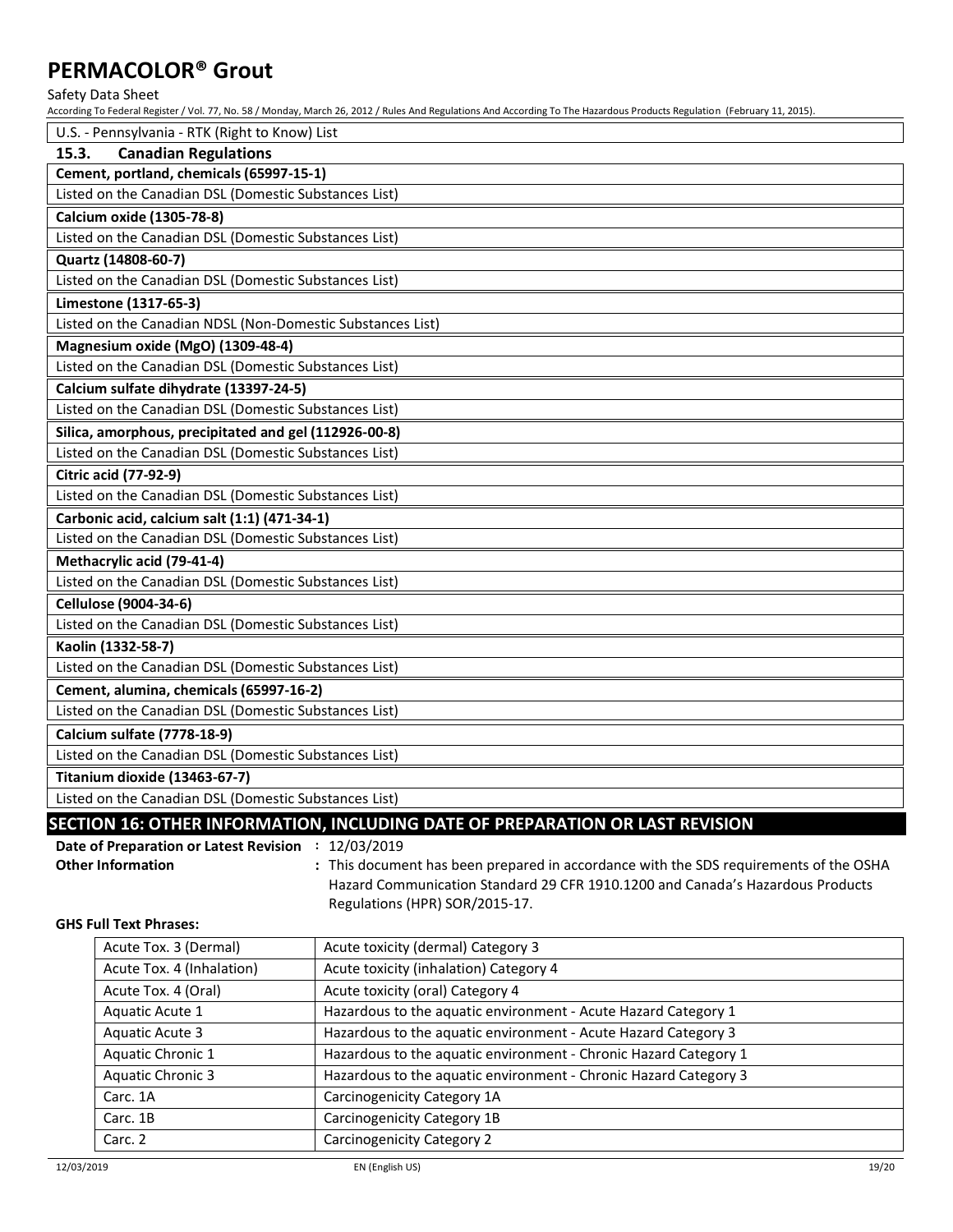U.S. - Pennsylvania - RTK (Right to Know) List

### 15.3. Canadian Regulations

**Cement, portland, chemicals (65997-15-1)**

Listed on the Canadian DSL (Domestic Substances List)

**Calcium oxide (1305-78-8)**

Listed on the Canadian DSL (Domestic Substances List)

**Quartz (14808-60-7)**

Listed on the Canadian DSL (Domestic Substances List)

**Limestone (1317-65-3)**

Listed on the Canadian NDSL (Non-Domestic Substances List)

**Magnesium oxide (MgO) (1309-48-4)**

Listed on the Canadian DSL (Domestic Substances List)

**Calcium sulfate dihydrate (13397-24-5)**

Listed on the Canadian DSL (Domestic Substances List)

**Silica, amorphous, precipitated and gel (112926-00-8)**

Listed on the Canadian DSL (Domestic Substances List)

**Citric acid (77-92-9)**

Listed on the Canadian DSL (Domestic Substances List)

**Carbonic acid, calcium salt (1:1) (471-34-1)**

Listed on the Canadian DSL (Domestic Substances List)

**Methacrylic acid (79-41-4)**

Listed on the Canadian DSL (Domestic Substances List)

**Cellulose (9004-34-6)**

Listed on the Canadian DSL (Domestic Substances List)

**Kaolin (1332-58-7)**

Listed on the Canadian DSL (Domestic Substances List)

**Cement, alumina, chemicals (65997-16-2)**

Listed on the Canadian DSL (Domestic Substances List)

**Calcium sulfate (7778-18-9)**

Listed on the Canadian DSL (Domestic Substances List)

**Titanium dioxide (13463-67-7)**

Listed on the Canadian DSL (Domestic Substances List)

## SECTION 16: OTHER INFORMATION, INCLUDING DATE OF PREPARATION OR LAST REVISION

**Date of Preparation or Latest Revision** : 12/03/2019

**Other Information** : This document has been prepared in accordance with the SDS requirements of the OSHA Hazard Communication Standard 29 CFR 1910.1200 and Canada's Hazardous Products Regulations (HPR) SOR/2015-17.

**GHS Full Text Phrases:**

| | |
|---|---|
| Acute Tox. 3 (Dermal) | Acute toxicity (dermal) Category 3 |
| Acute Tox. 4 (Inhalation) | Acute toxicity (inhalation) Category 4 |
| Acute Tox. 4 (Oral) | Acute toxicity (oral) Category 4 |
| Aquatic Acute 1 | Hazardous to the aquatic environment - Acute Hazard Category 1 |
| Aquatic Acute 3 | Hazardous to the aquatic environment - Acute Hazard Category 3 |
| Aquatic Chronic 1 | Hazardous to the aquatic environment - Chronic Hazard Category 1 |
| Aquatic Chronic 3 | Hazardous to the aquatic environment - Chronic Hazard Category 3 |
| Carc. 1A | Carcinogenicity Category 1A |
| Carc. 1B | Carcinogenicity Category 1B |
| Carc. 2 | Carcinogenicity Category 2 |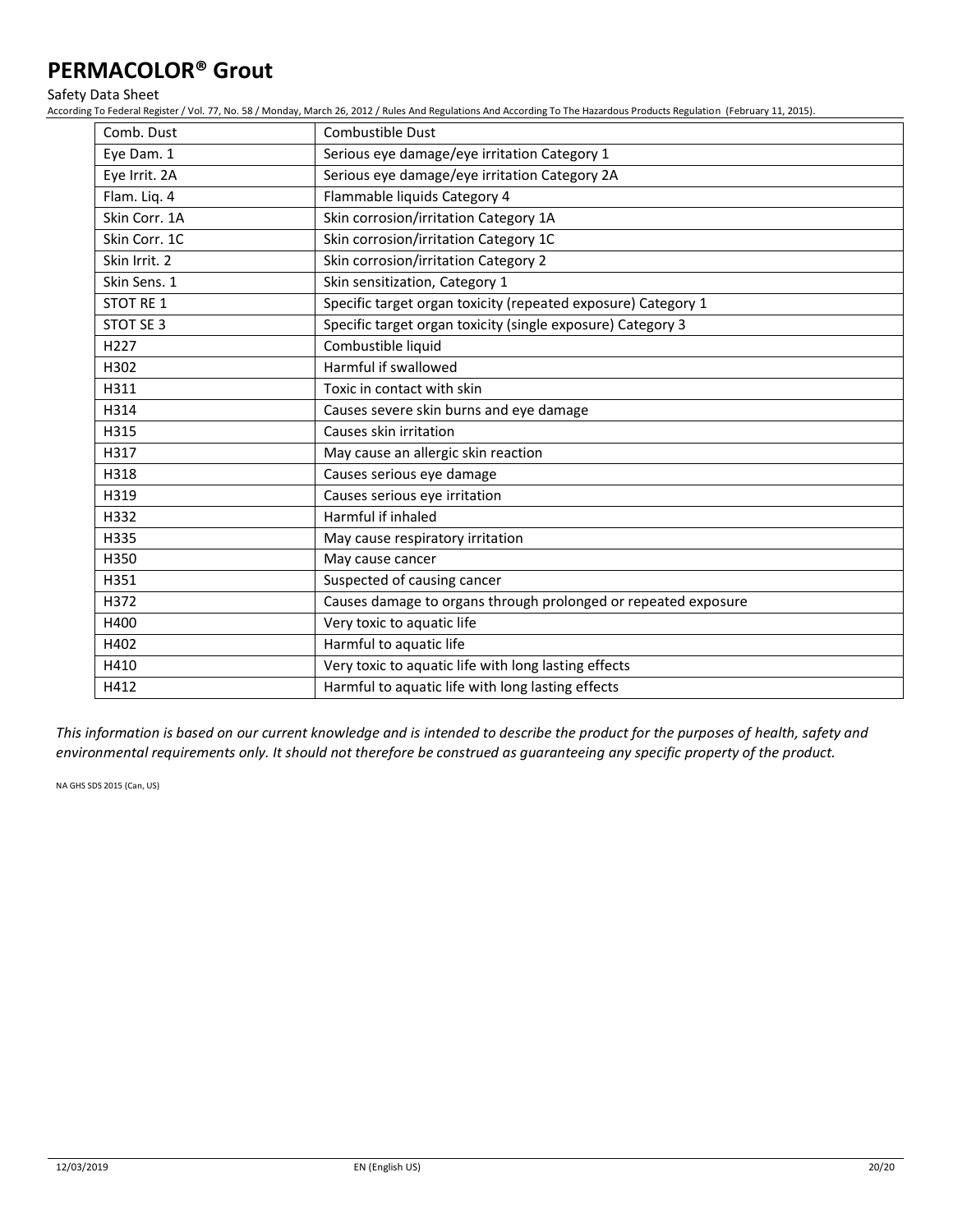| | |
|---|---|
| Comb. Dust | Combustible Dust |
| Eye Dam. 1 | Serious eye damage/eye irritation Category 1 |
| Eye Irrit. 2A | Serious eye damage/eye irritation Category 2A |
| Flam. Liq. 4 | Flammable liquids Category 4 |
| Skin Corr. 1A | Skin corrosion/irritation Category 1A |
| Skin Corr. 1C | Skin corrosion/irritation Category 1C |
| Skin Irrit. 2 | Skin corrosion/irritation Category 2 |
| Skin Sens. 1 | Skin sensitization, Category 1 |
| STOT RE 1 | Specific target organ toxicity (repeated exposure) Category 1 |
| STOT SE 3 | Specific target organ toxicity (single exposure) Category 3 |
| H227 | Combustible liquid |
| H302 | Harmful if swallowed |
| H311 | Toxic in contact with skin |
| H314 | Causes severe skin burns and eye damage |
| H315 | Causes skin irritation |
| H317 | May cause an allergic skin reaction |
| H318 | Causes serious eye damage |
| H319 | Causes serious eye irritation |
| H332 | Harmful if inhaled |
| H335 | May cause respiratory irritation |
| H350 | May cause cancer |
| H351 | Suspected of causing cancer |
| H372 | Causes damage to organs through prolonged or repeated exposure |
| H400 | Very toxic to aquatic life |
| H402 | Harmful to aquatic life |
| H410 | Very toxic to aquatic life with long lasting effects |
| H412 | Harmful to aquatic life with long lasting effects |

*This information is based on our current knowledge and is intended to describe the product for the purposes of health, safety and environmental requirements only. It should not therefore be construed as guaranteeing any specific property of the product.*

NA GHS SDS 2015 (Can, US)